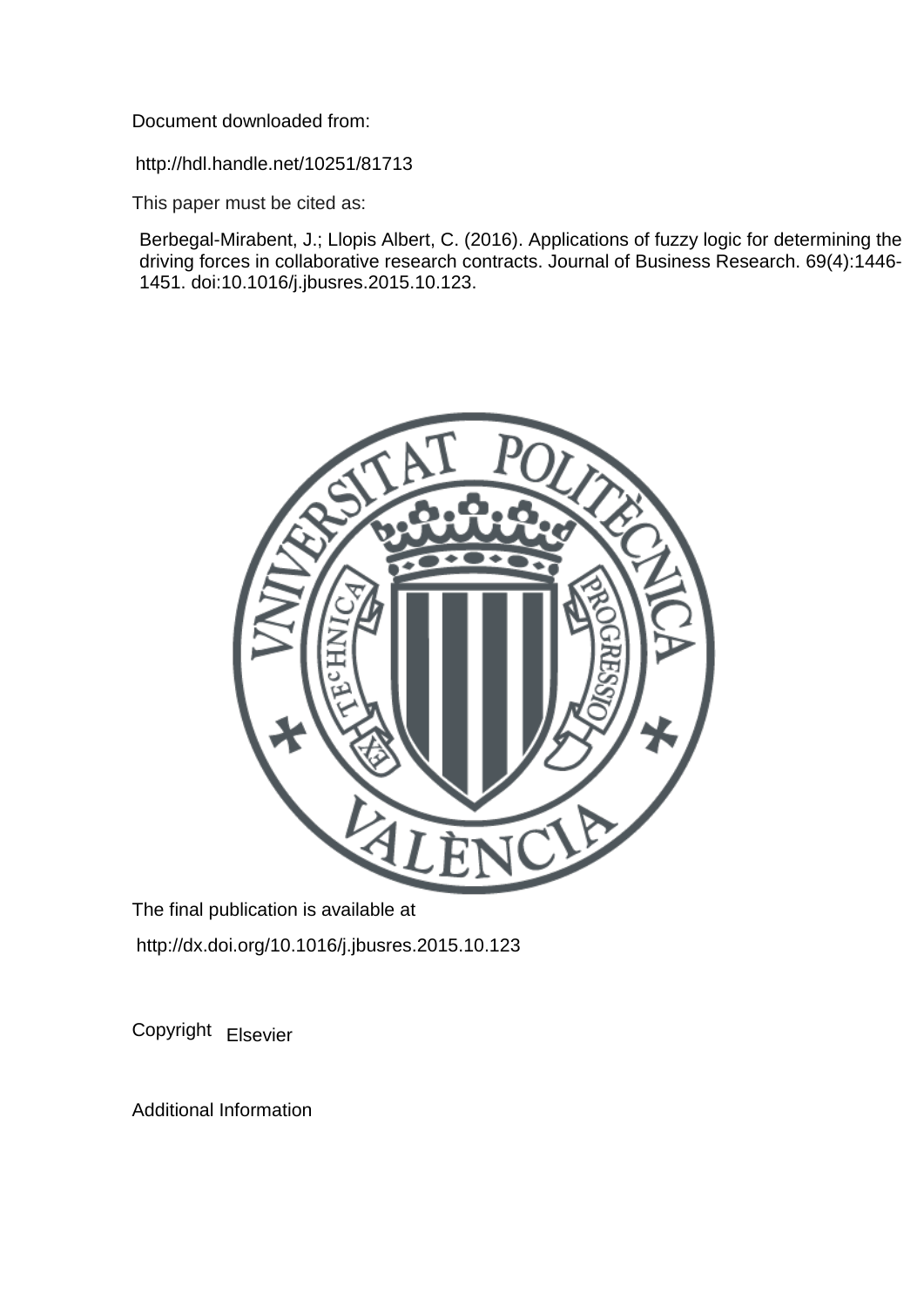Document downloaded from:

http://hdl.handle.net/10251/81713

This paper must be cited as:

Berbegal-Mirabent, J.; Llopis Albert, C. (2016). Applications of fuzzy logic for determining the driving forces in collaborative research contracts. Journal of Business Research. 69(4):1446-1451. doi:10.1016/j.jbusres.2015.10.123.

The final publication is available at

http://dx.doi.org/10.1016/j.jbusres.2015.10.123

Copyright Elsevier

Additional Information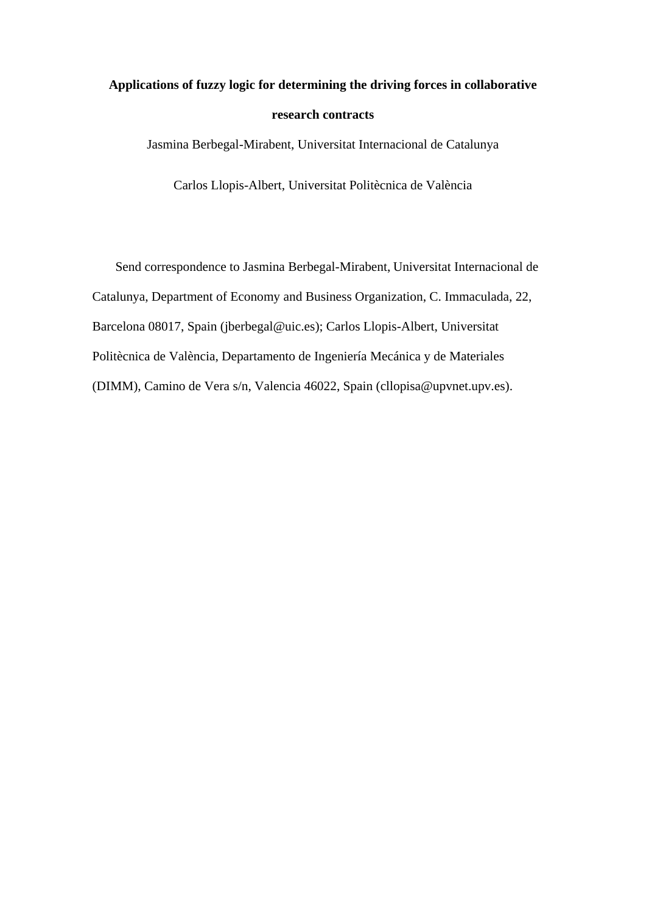**Applications of fuzzy logic for determining the driving forces in collaborative research contracts**

Jasmina Berbegal-Mirabent, Universitat Internacional de Catalunya

Carlos Llopis-Albert, Universitat Politècnica de València

Send correspondence to Jasmina Berbegal-Mirabent, Universitat Internacional de Catalunya, Department of Economy and Business Organization, C. Immaculada, 22, Barcelona 08017, Spain (jberbegal@uic.es); Carlos Llopis-Albert, Universitat Politècnica de València, Departamento de Ingeniería Mecánica y de Materiales (DIMM), Camino de Vera s/n, Valencia 46022, Spain (cllopisa@upvnet.upv.es).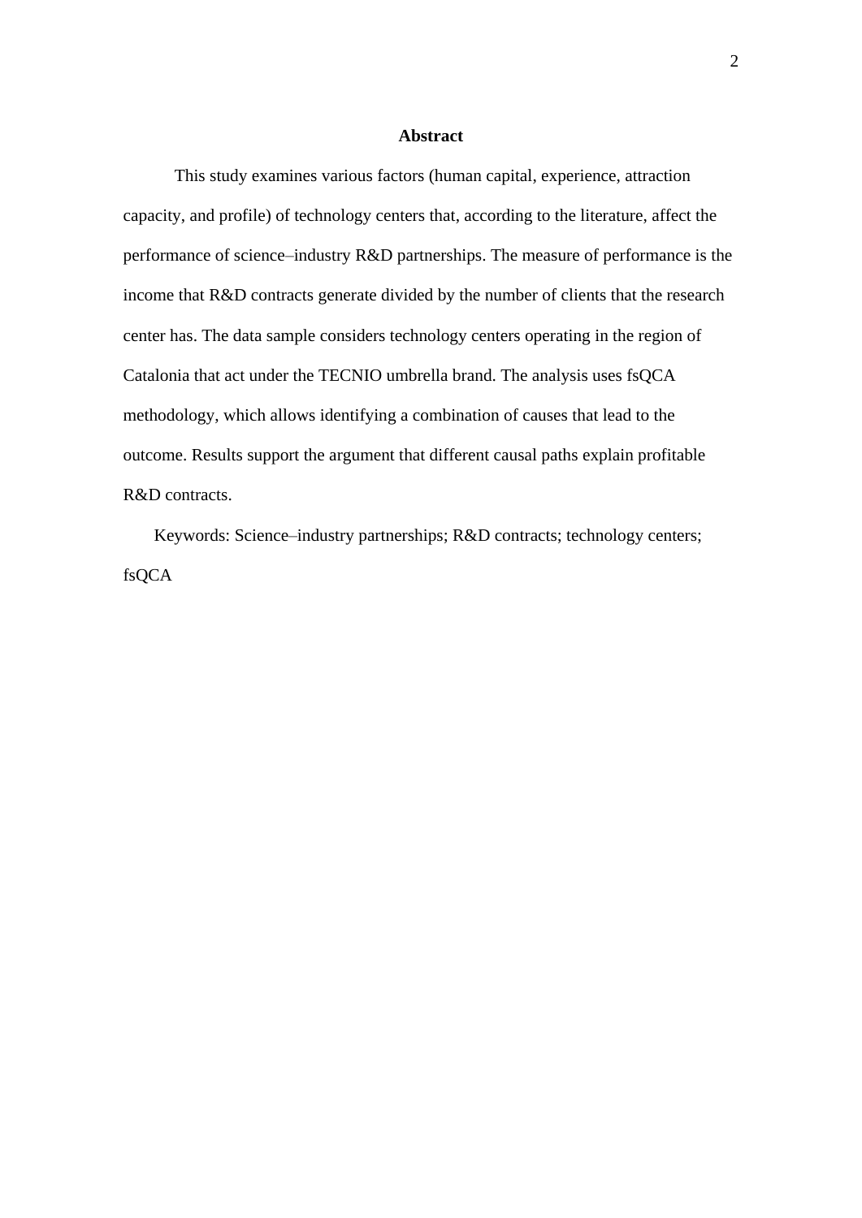## Abstract

This study examines various factors (human capital, experience, attraction capacity, and profile) of technology centers that, according to the literature, affect the performance of science–industry R&D partnerships. The measure of performance is the income that R&D contracts generate divided by the number of clients that the research center has. The data sample considers technology centers operating in the region of Catalonia that act under the TECNIO umbrella brand. The analysis uses fsQCA methodology, which allows identifying a combination of causes that lead to the outcome. Results support the argument that different causal paths explain profitable R&D contracts.

Keywords: Science–industry partnerships; R&D contracts; technology centers; fsQCA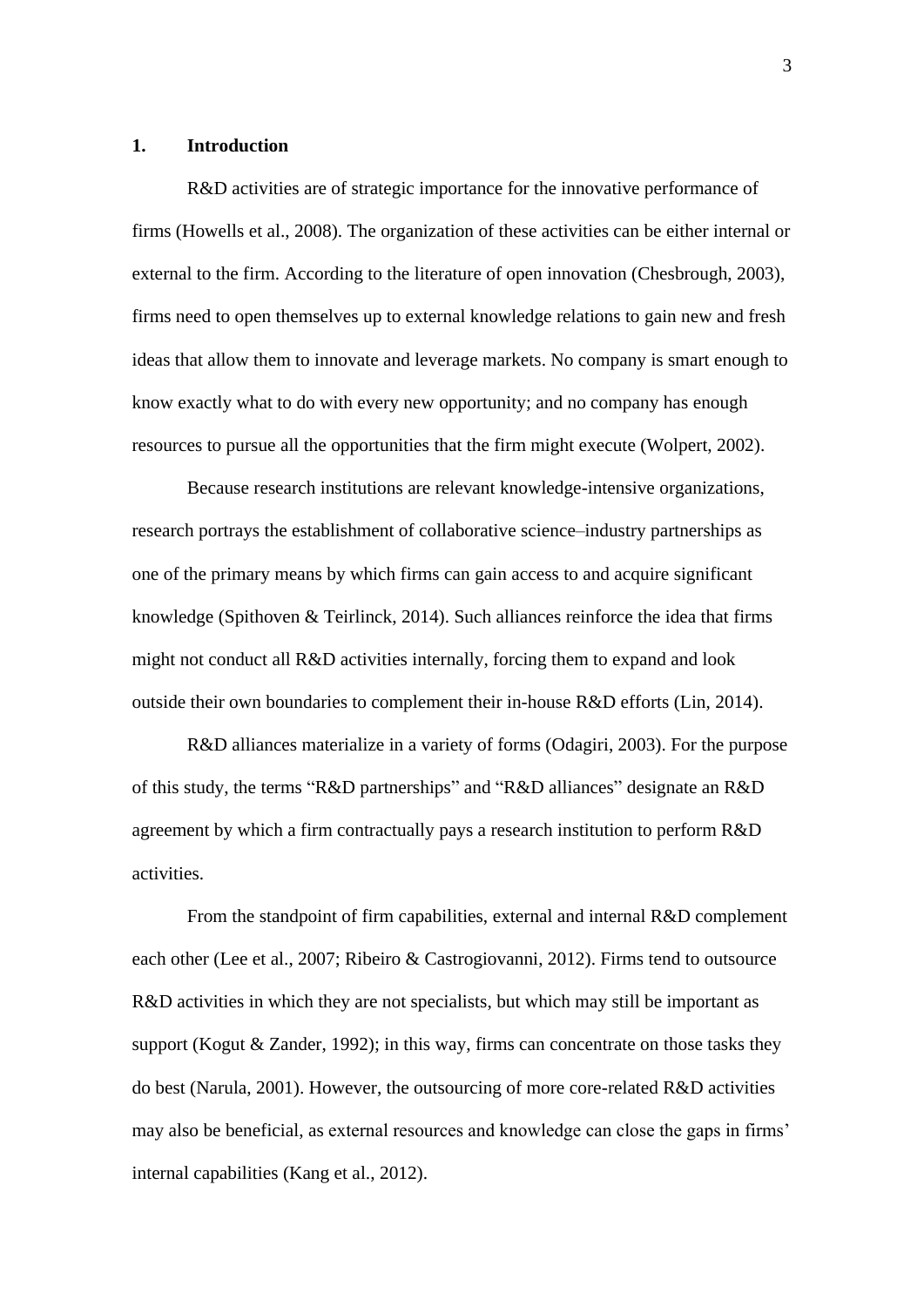# 1. Introduction

R&D activities are of strategic importance for the innovative performance of firms (Howells et al., 2008). The organization of these activities can be either internal or external to the firm. According to the literature of open innovation (Chesbrough, 2003), firms need to open themselves up to external knowledge relations to gain new and fresh ideas that allow them to innovate and leverage markets. No company is smart enough to know exactly what to do with every new opportunity; and no company has enough resources to pursue all the opportunities that the firm might execute (Wolpert, 2002).

Because research institutions are relevant knowledge-intensive organizations, research portrays the establishment of collaborative science–industry partnerships as one of the primary means by which firms can gain access to and acquire significant knowledge (Spithoven & Teirlinck, 2014). Such alliances reinforce the idea that firms might not conduct all R&D activities internally, forcing them to expand and look outside their own boundaries to complement their in-house R&D efforts (Lin, 2014).

R&D alliances materialize in a variety of forms (Odagiri, 2003). For the purpose of this study, the terms "R&D partnerships" and "R&D alliances" designate an R&D agreement by which a firm contractually pays a research institution to perform R&D activities.

From the standpoint of firm capabilities, external and internal R&D complement each other (Lee et al., 2007; Ribeiro & Castrogiovanni, 2012). Firms tend to outsource R&D activities in which they are not specialists, but which may still be important as support (Kogut & Zander, 1992); in this way, firms can concentrate on those tasks they do best (Narula, 2001). However, the outsourcing of more core-related R&D activities may also be beneficial, as external resources and knowledge can close the gaps in firms' internal capabilities (Kang et al., 2012).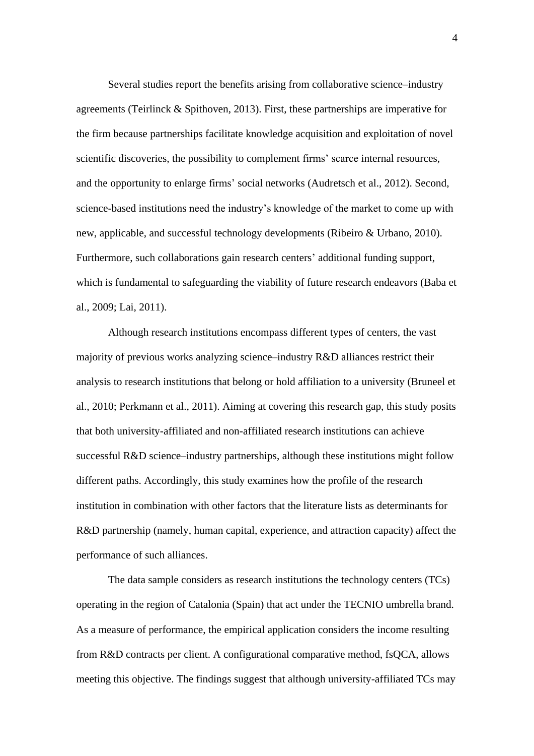Several studies report the benefits arising from collaborative science–industry agreements (Teirlinck & Spithoven, 2013). First, these partnerships are imperative for the firm because partnerships facilitate knowledge acquisition and exploitation of novel scientific discoveries, the possibility to complement firms' scarce internal resources, and the opportunity to enlarge firms' social networks (Audretsch et al., 2012). Second, science-based institutions need the industry's knowledge of the market to come up with new, applicable, and successful technology developments (Ribeiro & Urbano, 2010). Furthermore, such collaborations gain research centers' additional funding support, which is fundamental to safeguarding the viability of future research endeavors (Baba et al., 2009; Lai, 2011).

Although research institutions encompass different types of centers, the vast majority of previous works analyzing science–industry R&D alliances restrict their analysis to research institutions that belong or hold affiliation to a university (Bruneel et al., 2010; Perkmann et al., 2011). Aiming at covering this research gap, this study posits that both university-affiliated and non-affiliated research institutions can achieve successful R&D science–industry partnerships, although these institutions might follow different paths. Accordingly, this study examines how the profile of the research institution in combination with other factors that the literature lists as determinants for R&D partnership (namely, human capital, experience, and attraction capacity) affect the performance of such alliances.

The data sample considers as research institutions the technology centers (TCs) operating in the region of Catalonia (Spain) that act under the TECNIO umbrella brand. As a measure of performance, the empirical application considers the income resulting from R&D contracts per client. A configurational comparative method, fsQCA, allows meeting this objective. The findings suggest that although university-affiliated TCs may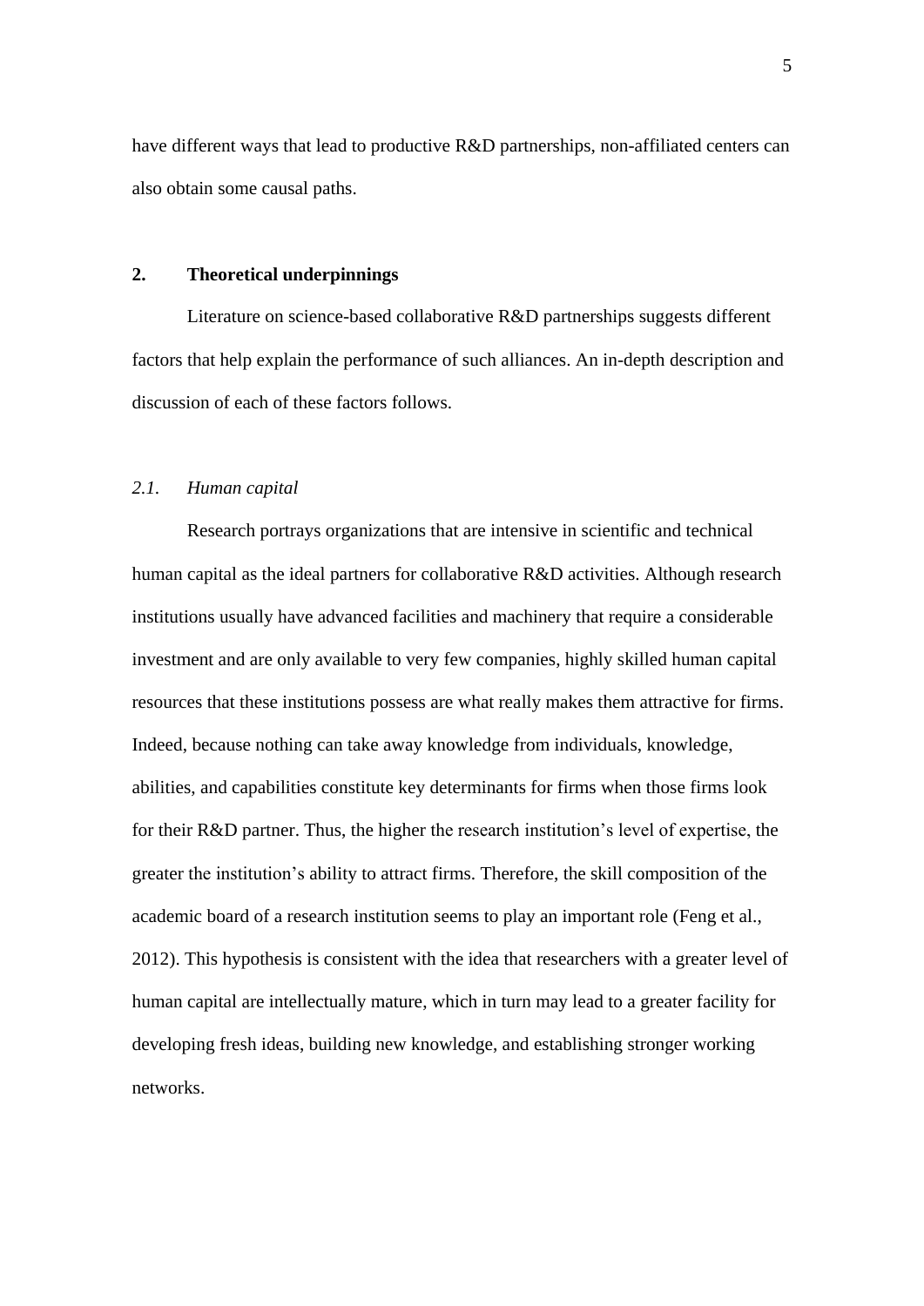have different ways that lead to productive R&D partnerships, non-affiliated centers can also obtain some causal paths.

## 2. Theoretical underpinnings

Literature on science-based collaborative R&D partnerships suggests different factors that help explain the performance of such alliances. An in-depth description and discussion of each of these factors follows.

### *2.1. Human capital*

Research portrays organizations that are intensive in scientific and technical human capital as the ideal partners for collaborative R&D activities. Although research institutions usually have advanced facilities and machinery that require a considerable investment and are only available to very few companies, highly skilled human capital resources that these institutions possess are what really makes them attractive for firms. Indeed, because nothing can take away knowledge from individuals, knowledge, abilities, and capabilities constitute key determinants for firms when those firms look for their R&D partner. Thus, the higher the research institution's level of expertise, the greater the institution's ability to attract firms. Therefore, the skill composition of the academic board of a research institution seems to play an important role (Feng et al., 2012). This hypothesis is consistent with the idea that researchers with a greater level of human capital are intellectually mature, which in turn may lead to a greater facility for developing fresh ideas, building new knowledge, and establishing stronger working networks.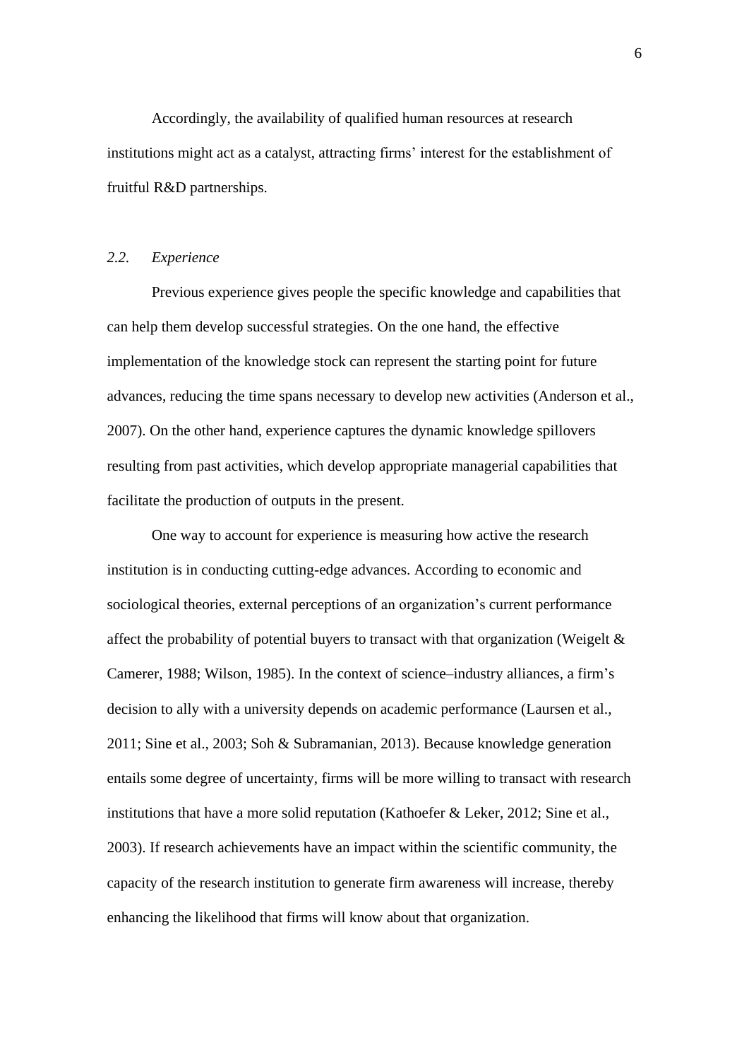Accordingly, the availability of qualified human resources at research institutions might act as a catalyst, attracting firms' interest for the establishment of fruitful R&D partnerships.

### *2.2. Experience*

Previous experience gives people the specific knowledge and capabilities that can help them develop successful strategies. On the one hand, the effective implementation of the knowledge stock can represent the starting point for future advances, reducing the time spans necessary to develop new activities (Anderson et al., 2007). On the other hand, experience captures the dynamic knowledge spillovers resulting from past activities, which develop appropriate managerial capabilities that facilitate the production of outputs in the present.

One way to account for experience is measuring how active the research institution is in conducting cutting-edge advances. According to economic and sociological theories, external perceptions of an organization's current performance affect the probability of potential buyers to transact with that organization (Weigelt & Camerer, 1988; Wilson, 1985). In the context of science–industry alliances, a firm's decision to ally with a university depends on academic performance (Laursen et al., 2011; Sine et al., 2003; Soh & Subramanian, 2013). Because knowledge generation entails some degree of uncertainty, firms will be more willing to transact with research institutions that have a more solid reputation (Kathoefer & Leker, 2012; Sine et al., 2003). If research achievements have an impact within the scientific community, the capacity of the research institution to generate firm awareness will increase, thereby enhancing the likelihood that firms will know about that organization.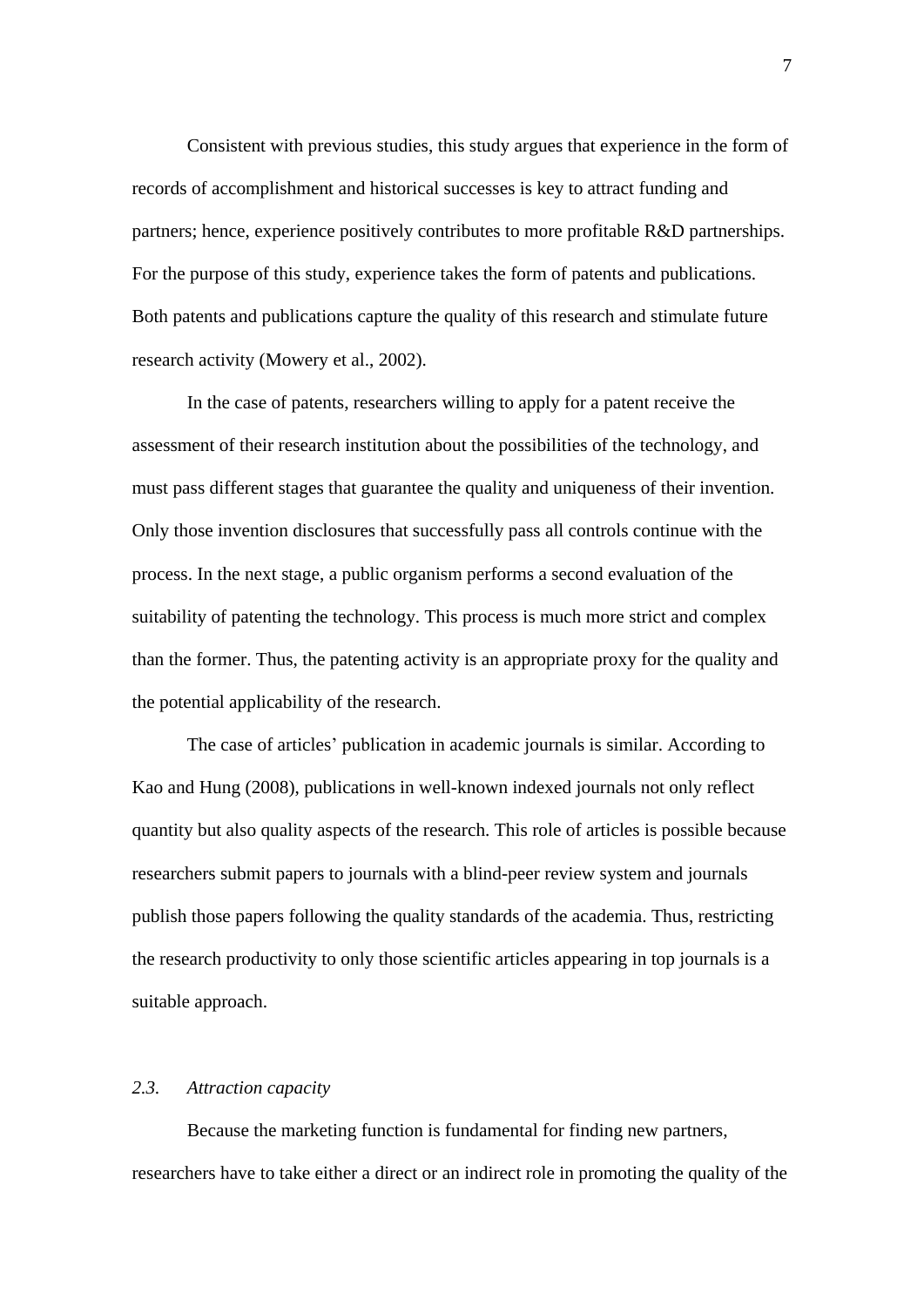Consistent with previous studies, this study argues that experience in the form of records of accomplishment and historical successes is key to attract funding and partners; hence, experience positively contributes to more profitable R&D partnerships. For the purpose of this study, experience takes the form of patents and publications. Both patents and publications capture the quality of this research and stimulate future research activity (Mowery et al., 2002).

In the case of patents, researchers willing to apply for a patent receive the assessment of their research institution about the possibilities of the technology, and must pass different stages that guarantee the quality and uniqueness of their invention. Only those invention disclosures that successfully pass all controls continue with the process. In the next stage, a public organism performs a second evaluation of the suitability of patenting the technology. This process is much more strict and complex than the former. Thus, the patenting activity is an appropriate proxy for the quality and the potential applicability of the research.

The case of articles' publication in academic journals is similar. According to Kao and Hung (2008), publications in well-known indexed journals not only reflect quantity but also quality aspects of the research. This role of articles is possible because researchers submit papers to journals with a blind-peer review system and journals publish those papers following the quality standards of the academia. Thus, restricting the research productivity to only those scientific articles appearing in top journals is a suitable approach.

### *2.3. Attraction capacity*

Because the marketing function is fundamental for finding new partners, researchers have to take either a direct or an indirect role in promoting the quality of the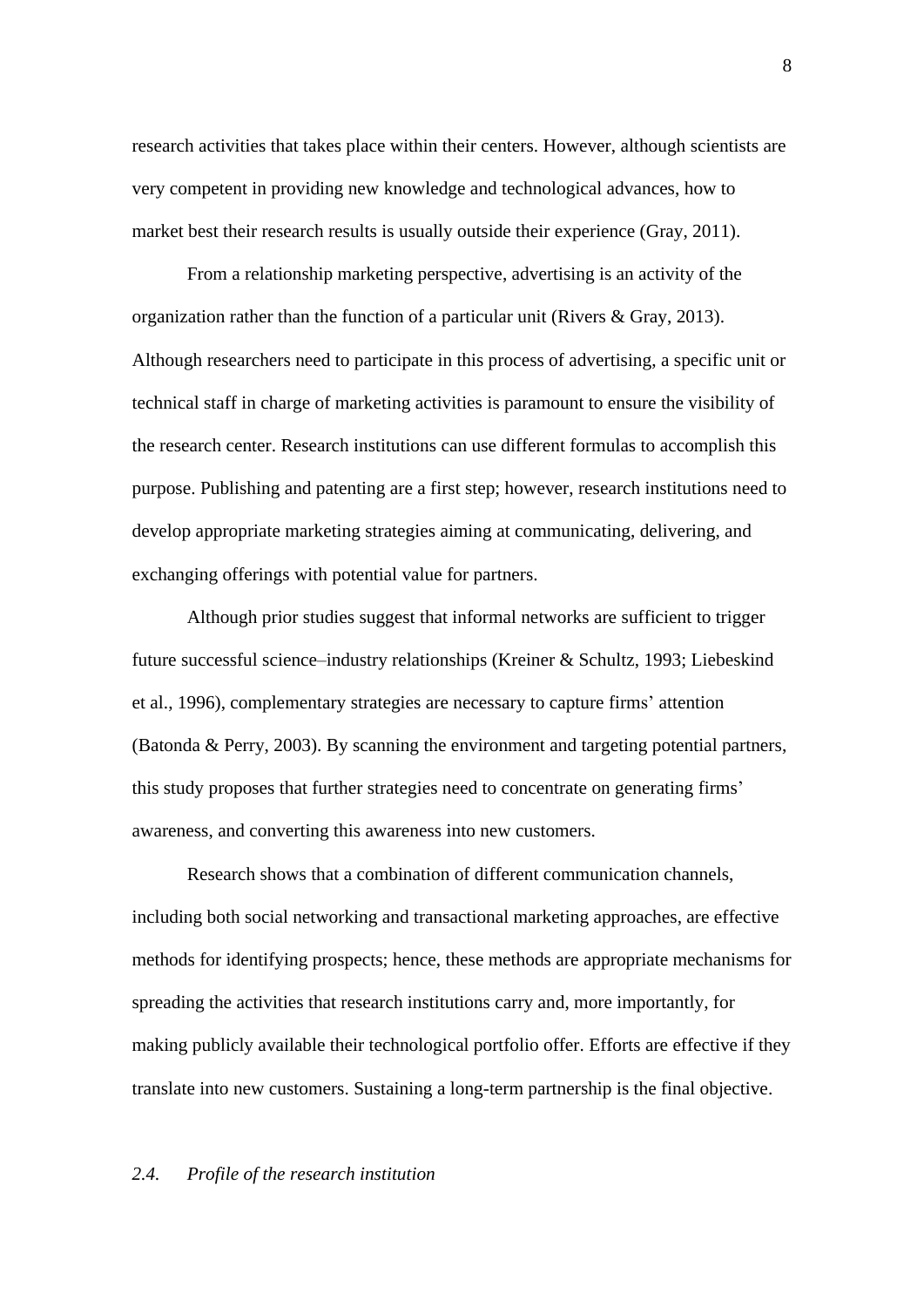research activities that takes place within their centers. However, although scientists are very competent in providing new knowledge and technological advances, how to market best their research results is usually outside their experience (Gray, 2011).

From a relationship marketing perspective, advertising is an activity of the organization rather than the function of a particular unit (Rivers & Gray, 2013). Although researchers need to participate in this process of advertising, a specific unit or technical staff in charge of marketing activities is paramount to ensure the visibility of the research center. Research institutions can use different formulas to accomplish this purpose. Publishing and patenting are a first step; however, research institutions need to develop appropriate marketing strategies aiming at communicating, delivering, and exchanging offerings with potential value for partners.

Although prior studies suggest that informal networks are sufficient to trigger future successful science–industry relationships (Kreiner & Schultz, 1993; Liebeskind et al., 1996), complementary strategies are necessary to capture firms' attention (Batonda & Perry, 2003). By scanning the environment and targeting potential partners, this study proposes that further strategies need to concentrate on generating firms' awareness, and converting this awareness into new customers.

Research shows that a combination of different communication channels, including both social networking and transactional marketing approaches, are effective methods for identifying prospects; hence, these methods are appropriate mechanisms for spreading the activities that research institutions carry and, more importantly, for making publicly available their technological portfolio offer. Efforts are effective if they translate into new customers. Sustaining a long-term partnership is the final objective.

### *2.4. Profile of the research institution*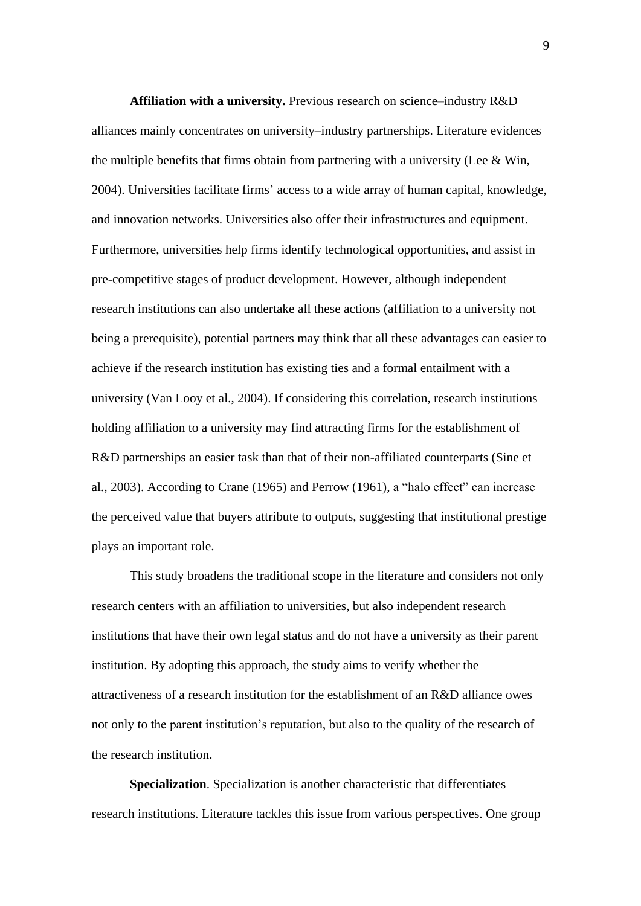**Affiliation with a university.** Previous research on science–industry R&D alliances mainly concentrates on university–industry partnerships. Literature evidences the multiple benefits that firms obtain from partnering with a university (Lee & Win, 2004). Universities facilitate firms' access to a wide array of human capital, knowledge, and innovation networks. Universities also offer their infrastructures and equipment. Furthermore, universities help firms identify technological opportunities, and assist in pre-competitive stages of product development. However, although independent research institutions can also undertake all these actions (affiliation to a university not being a prerequisite), potential partners may think that all these advantages can easier to achieve if the research institution has existing ties and a formal entailment with a university (Van Looy et al., 2004). If considering this correlation, research institutions holding affiliation to a university may find attracting firms for the establishment of R&D partnerships an easier task than that of their non-affiliated counterparts (Sine et al., 2003). According to Crane (1965) and Perrow (1961), a "halo effect" can increase the perceived value that buyers attribute to outputs, suggesting that institutional prestige plays an important role.

This study broadens the traditional scope in the literature and considers not only research centers with an affiliation to universities, but also independent research institutions that have their own legal status and do not have a university as their parent institution. By adopting this approach, the study aims to verify whether the attractiveness of a research institution for the establishment of an R&D alliance owes not only to the parent institution's reputation, but also to the quality of the research of the research institution.

**Specialization**. Specialization is another characteristic that differentiates research institutions. Literature tackles this issue from various perspectives. One group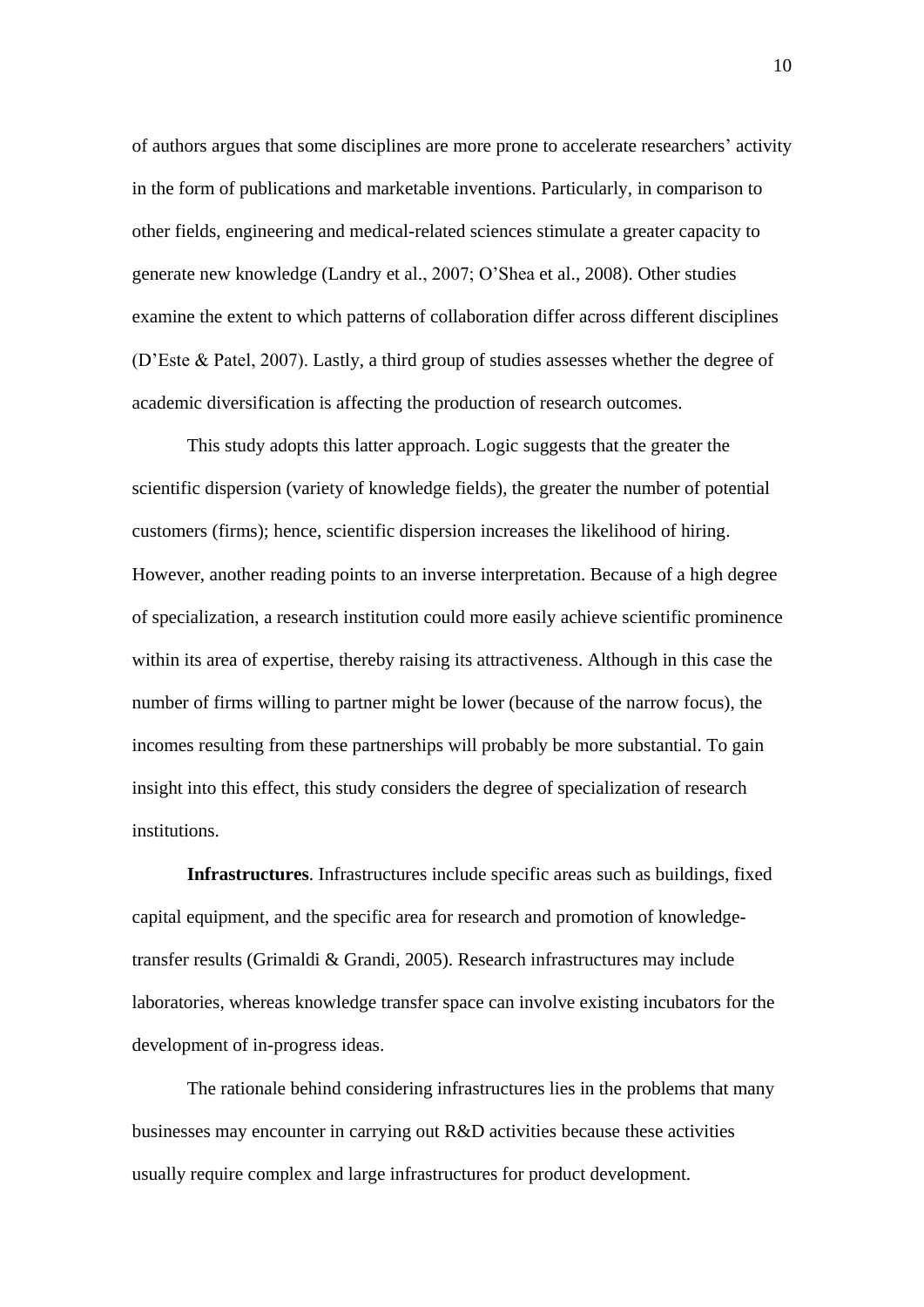of authors argues that some disciplines are more prone to accelerate researchers' activity in the form of publications and marketable inventions. Particularly, in comparison to other fields, engineering and medical-related sciences stimulate a greater capacity to generate new knowledge (Landry et al., 2007; O'Shea et al., 2008). Other studies examine the extent to which patterns of collaboration differ across different disciplines (D'Este & Patel, 2007). Lastly, a third group of studies assesses whether the degree of academic diversification is affecting the production of research outcomes.

This study adopts this latter approach. Logic suggests that the greater the scientific dispersion (variety of knowledge fields), the greater the number of potential customers (firms); hence, scientific dispersion increases the likelihood of hiring. However, another reading points to an inverse interpretation. Because of a high degree of specialization, a research institution could more easily achieve scientific prominence within its area of expertise, thereby raising its attractiveness. Although in this case the number of firms willing to partner might be lower (because of the narrow focus), the incomes resulting from these partnerships will probably be more substantial. To gain insight into this effect, this study considers the degree of specialization of research institutions.

**Infrastructures**. Infrastructures include specific areas such as buildings, fixed capital equipment, and the specific area for research and promotion of knowledge-transfer results (Grimaldi & Grandi, 2005). Research infrastructures may include laboratories, whereas knowledge transfer space can involve existing incubators for the development of in-progress ideas.

The rationale behind considering infrastructures lies in the problems that many businesses may encounter in carrying out R&D activities because these activities usually require complex and large infrastructures for product development.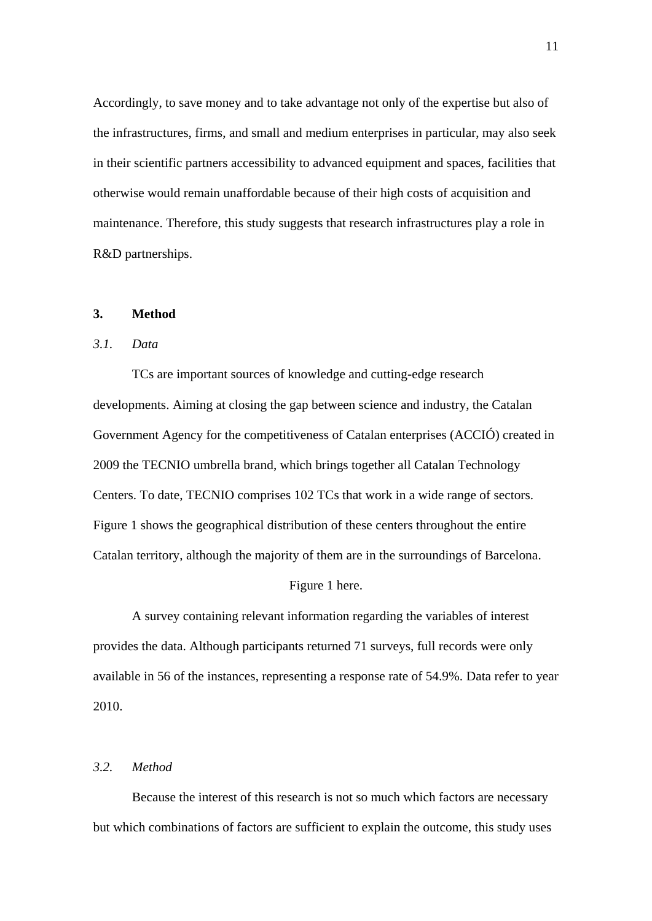Accordingly, to save money and to take advantage not only of the expertise but also of the infrastructures, firms, and small and medium enterprises in particular, may also seek in their scientific partners accessibility to advanced equipment and spaces, facilities that otherwise would remain unaffordable because of their high costs of acquisition and maintenance. Therefore, this study suggests that research infrastructures play a role in R&D partnerships.

## 3. Method

### *3.1. Data*

TCs are important sources of knowledge and cutting-edge research developments. Aiming at closing the gap between science and industry, the Catalan Government Agency for the competitiveness of Catalan enterprises (ACCIÓ) created in 2009 the TECNIO umbrella brand, which brings together all Catalan Technology Centers. To date, TECNIO comprises 102 TCs that work in a wide range of sectors. Figure 1 shows the geographical distribution of these centers throughout the entire Catalan territory, although the majority of them are in the surroundings of Barcelona.

Figure 1 here.

A survey containing relevant information regarding the variables of interest provides the data. Although participants returned 71 surveys, full records were only available in 56 of the instances, representing a response rate of 54.9%. Data refer to year 2010.

### *3.2. Method*

Because the interest of this research is not so much which factors are necessary but which combinations of factors are sufficient to explain the outcome, this study uses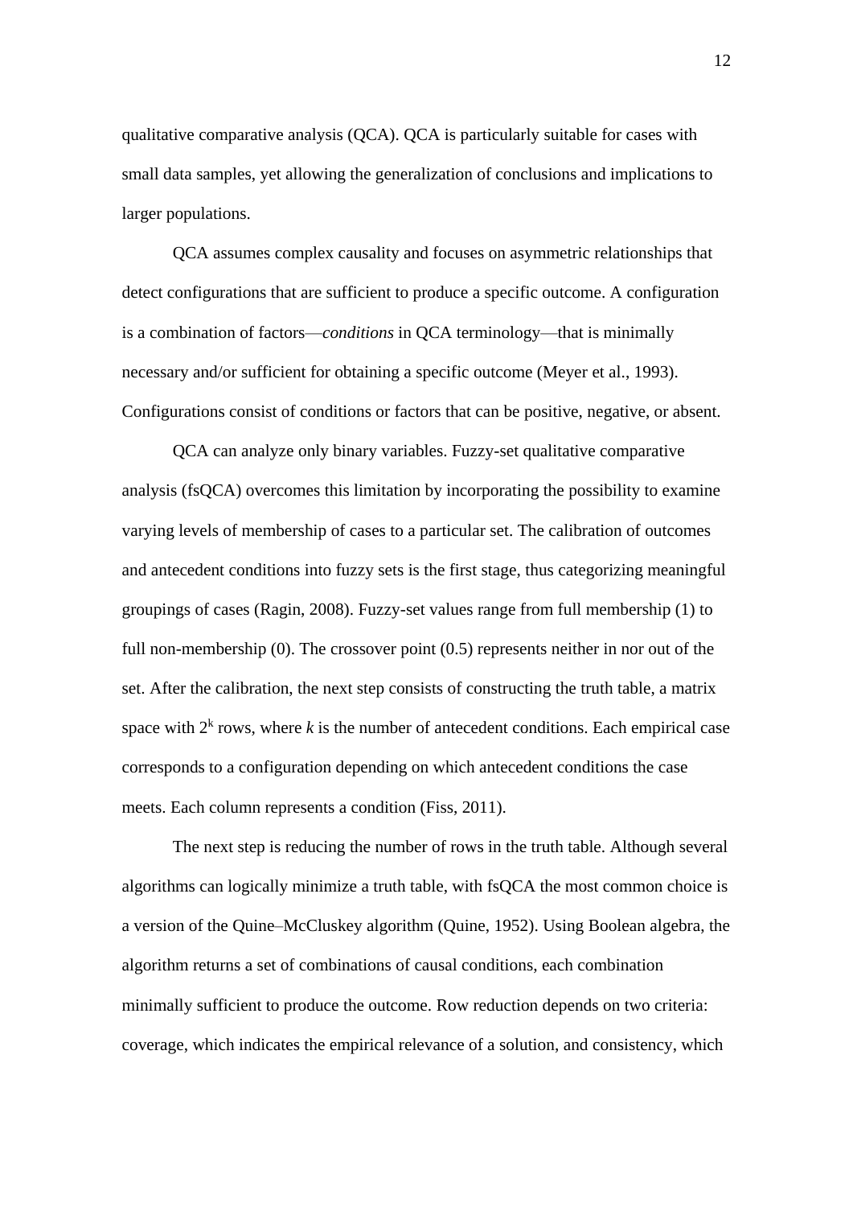qualitative comparative analysis (QCA). QCA is particularly suitable for cases with small data samples, yet allowing the generalization of conclusions and implications to larger populations.

QCA assumes complex causality and focuses on asymmetric relationships that detect configurations that are sufficient to produce a specific outcome. A configuration is a combination of factors—*conditions* in QCA terminology—that is minimally necessary and/or sufficient for obtaining a specific outcome (Meyer et al., 1993). Configurations consist of conditions or factors that can be positive, negative, or absent.

QCA can analyze only binary variables. Fuzzy-set qualitative comparative analysis (fsQCA) overcomes this limitation by incorporating the possibility to examine varying levels of membership of cases to a particular set. The calibration of outcomes and antecedent conditions into fuzzy sets is the first stage, thus categorizing meaningful groupings of cases (Ragin, 2008). Fuzzy-set values range from full membership (1) to full non-membership (0). The crossover point (0.5) represents neither in nor out of the set. After the calibration, the next step consists of constructing the truth table, a matrix space with $2^k$ rows, where $k$ is the number of antecedent conditions. Each empirical case corresponds to a configuration depending on which antecedent conditions the case meets. Each column represents a condition (Fiss, 2011).

The next step is reducing the number of rows in the truth table. Although several algorithms can logically minimize a truth table, with fsQCA the most common choice is a version of the Quine–McCluskey algorithm (Quine, 1952). Using Boolean algebra, the algorithm returns a set of combinations of causal conditions, each combination minimally sufficient to produce the outcome. Row reduction depends on two criteria: coverage, which indicates the empirical relevance of a solution, and consistency, which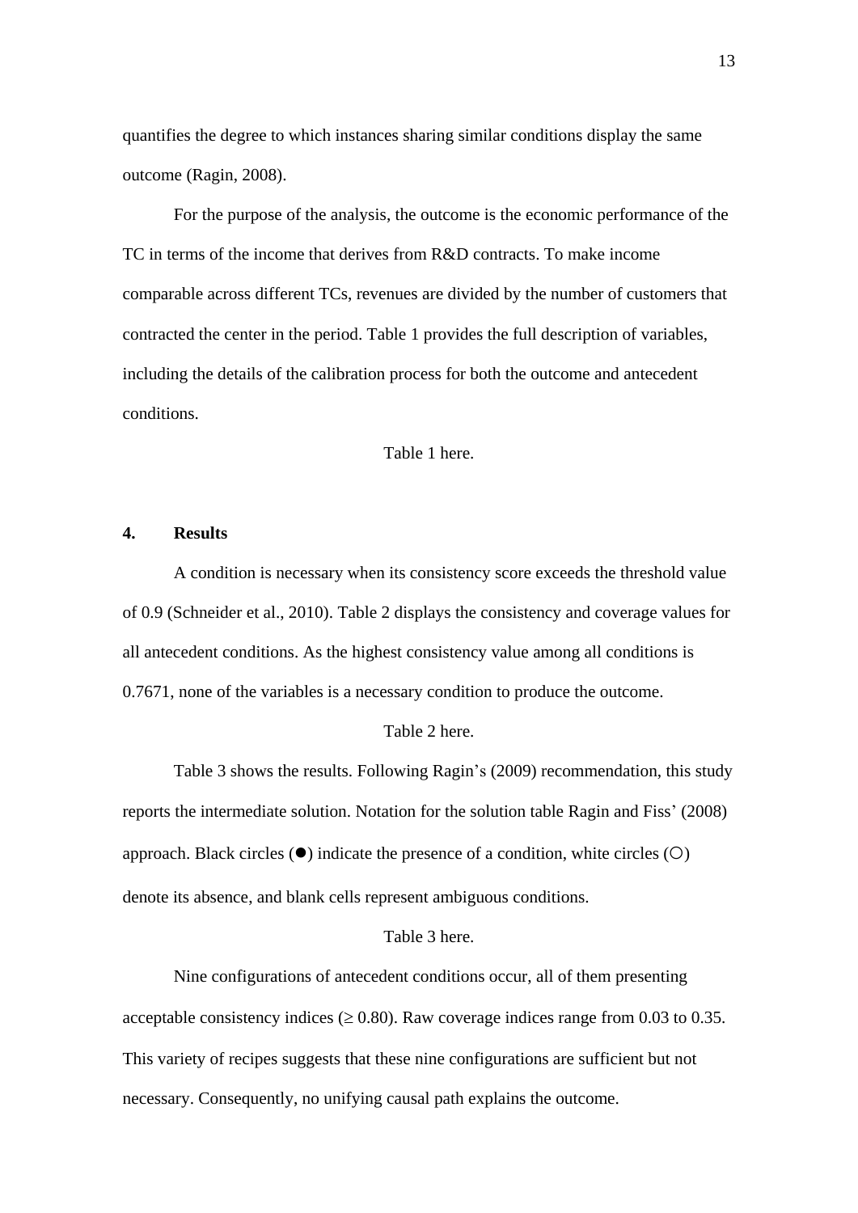quantifies the degree to which instances sharing similar conditions display the same outcome (Ragin, 2008).

For the purpose of the analysis, the outcome is the economic performance of the TC in terms of the income that derives from R&D contracts. To make income comparable across different TCs, revenues are divided by the number of customers that contracted the center in the period. Table 1 provides the full description of variables, including the details of the calibration process for both the outcome and antecedent conditions.

Table 1 here.

## 4. Results

A condition is necessary when its consistency score exceeds the threshold value of 0.9 (Schneider et al., 2010). Table 2 displays the consistency and coverage values for all antecedent conditions. As the highest consistency value among all conditions is 0.7671, none of the variables is a necessary condition to produce the outcome.

Table 2 here.

Table 3 shows the results. Following Ragin's (2009) recommendation, this study reports the intermediate solution. Notation for the solution table Ragin and Fiss' (2008) approach. Black circles (●) indicate the presence of a condition, white circles (○) denote its absence, and blank cells represent ambiguous conditions.

Table 3 here.

Nine configurations of antecedent conditions occur, all of them presenting acceptable consistency indices (≥ 0.80). Raw coverage indices range from 0.03 to 0.35. This variety of recipes suggests that these nine configurations are sufficient but not necessary. Consequently, no unifying causal path explains the outcome.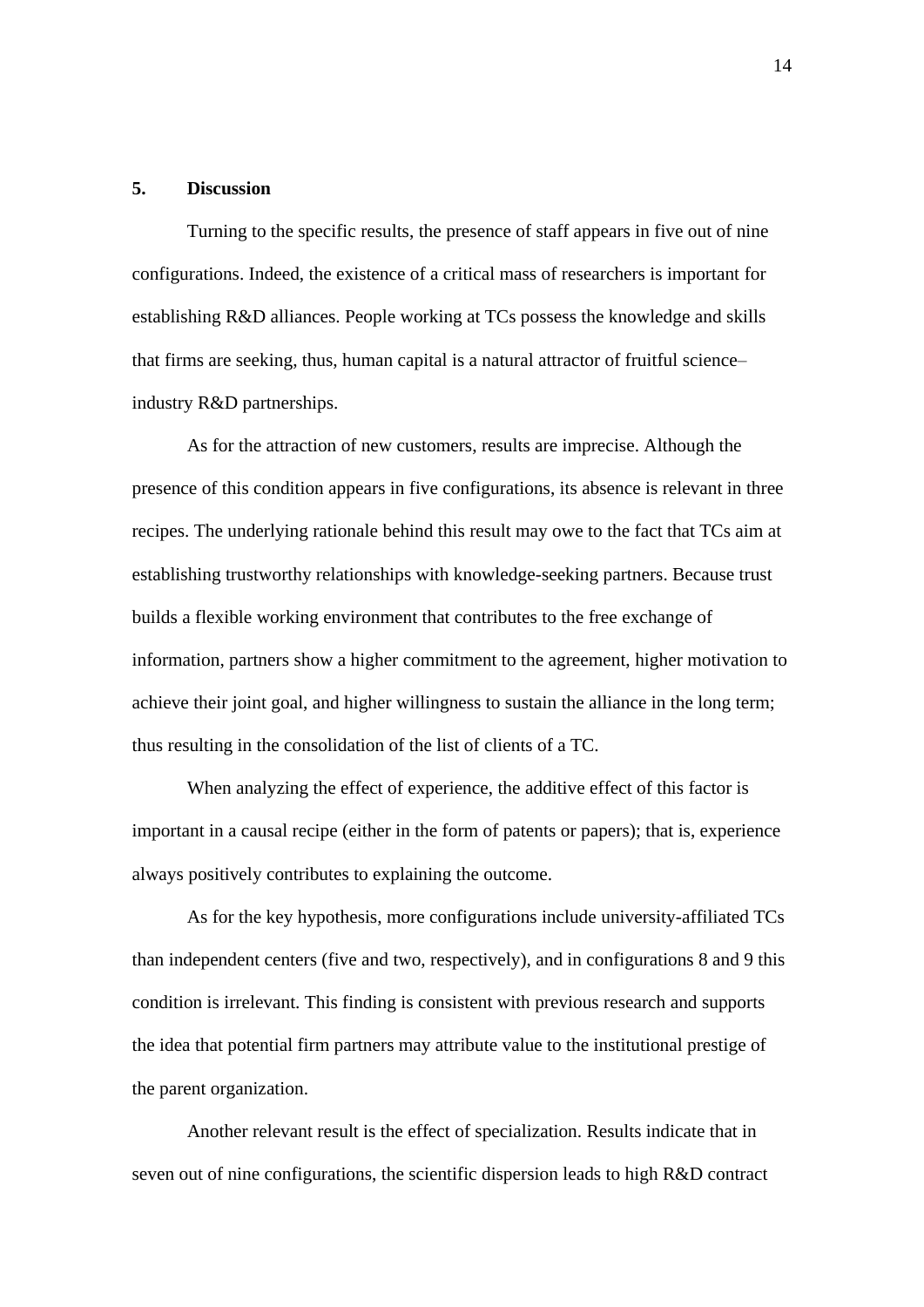## 5. Discussion

Turning to the specific results, the presence of staff appears in five out of nine configurations. Indeed, the existence of a critical mass of researchers is important for establishing R&D alliances. People working at TCs possess the knowledge and skills that firms are seeking, thus, human capital is a natural attractor of fruitful science–industry R&D partnerships.

As for the attraction of new customers, results are imprecise. Although the presence of this condition appears in five configurations, its absence is relevant in three recipes. The underlying rationale behind this result may owe to the fact that TCs aim at establishing trustworthy relationships with knowledge-seeking partners. Because trust builds a flexible working environment that contributes to the free exchange of information, partners show a higher commitment to the agreement, higher motivation to achieve their joint goal, and higher willingness to sustain the alliance in the long term; thus resulting in the consolidation of the list of clients of a TC.

When analyzing the effect of experience, the additive effect of this factor is important in a causal recipe (either in the form of patents or papers); that is, experience always positively contributes to explaining the outcome.

As for the key hypothesis, more configurations include university-affiliated TCs than independent centers (five and two, respectively), and in configurations 8 and 9 this condition is irrelevant. This finding is consistent with previous research and supports the idea that potential firm partners may attribute value to the institutional prestige of the parent organization.

Another relevant result is the effect of specialization. Results indicate that in seven out of nine configurations, the scientific dispersion leads to high R&D contract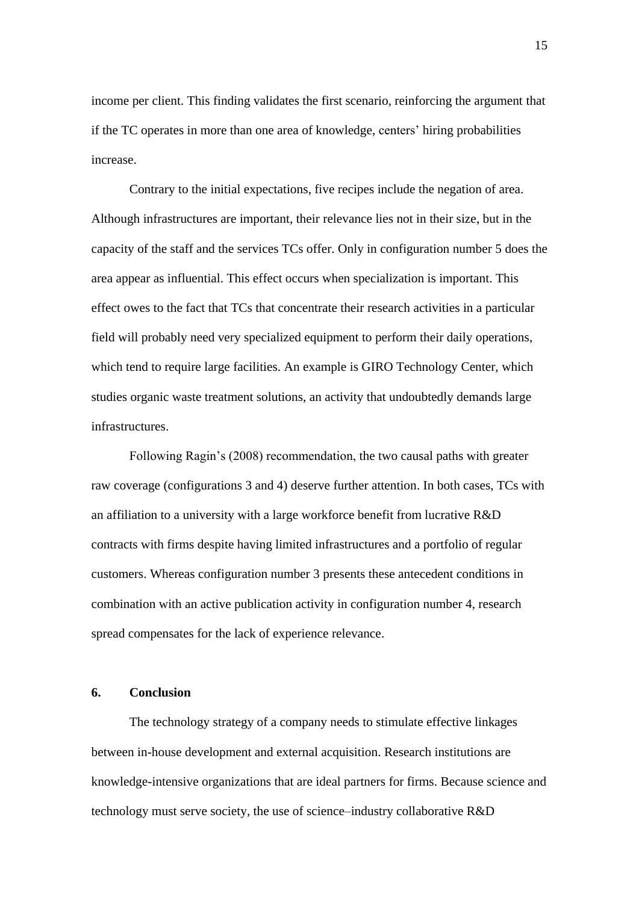income per client. This finding validates the first scenario, reinforcing the argument that if the TC operates in more than one area of knowledge, centers' hiring probabilities increase.

Contrary to the initial expectations, five recipes include the negation of area. Although infrastructures are important, their relevance lies not in their size, but in the capacity of the staff and the services TCs offer. Only in configuration number 5 does the area appear as influential. This effect occurs when specialization is important. This effect owes to the fact that TCs that concentrate their research activities in a particular field will probably need very specialized equipment to perform their daily operations, which tend to require large facilities. An example is GIRO Technology Center, which studies organic waste treatment solutions, an activity that undoubtedly demands large infrastructures.

Following Ragin's (2008) recommendation, the two causal paths with greater raw coverage (configurations 3 and 4) deserve further attention. In both cases, TCs with an affiliation to a university with a large workforce benefit from lucrative R&D contracts with firms despite having limited infrastructures and a portfolio of regular customers. Whereas configuration number 3 presents these antecedent conditions in combination with an active publication activity in configuration number 4, research spread compensates for the lack of experience relevance.

## 6. Conclusion

The technology strategy of a company needs to stimulate effective linkages between in-house development and external acquisition. Research institutions are knowledge-intensive organizations that are ideal partners for firms. Because science and technology must serve society, the use of science–industry collaborative R&D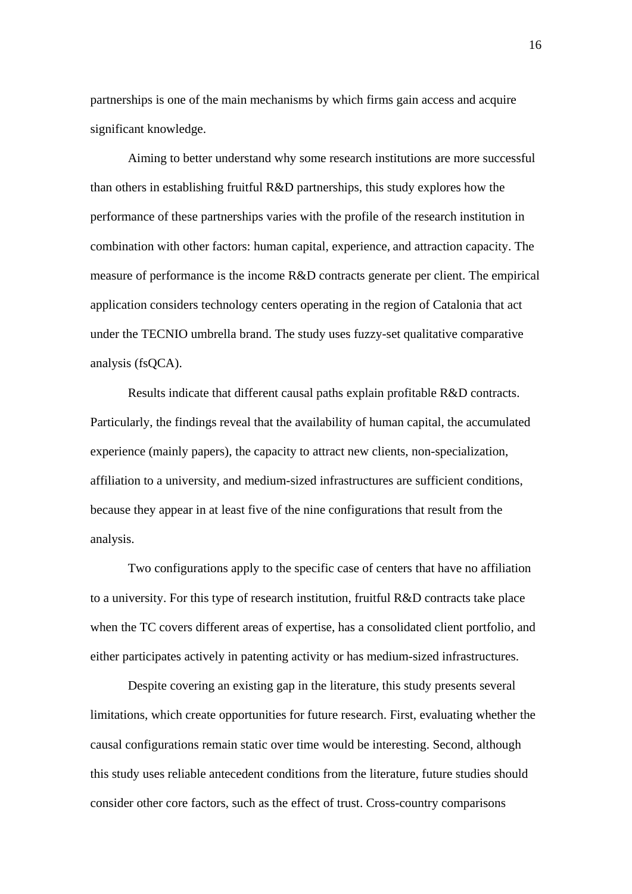partnerships is one of the main mechanisms by which firms gain access and acquire significant knowledge.

Aiming to better understand why some research institutions are more successful than others in establishing fruitful R&D partnerships, this study explores how the performance of these partnerships varies with the profile of the research institution in combination with other factors: human capital, experience, and attraction capacity. The measure of performance is the income R&D contracts generate per client. The empirical application considers technology centers operating in the region of Catalonia that act under the TECNIO umbrella brand. The study uses fuzzy-set qualitative comparative analysis (fsQCA).

Results indicate that different causal paths explain profitable R&D contracts. Particularly, the findings reveal that the availability of human capital, the accumulated experience (mainly papers), the capacity to attract new clients, non-specialization, affiliation to a university, and medium-sized infrastructures are sufficient conditions, because they appear in at least five of the nine configurations that result from the analysis.

Two configurations apply to the specific case of centers that have no affiliation to a university. For this type of research institution, fruitful R&D contracts take place when the TC covers different areas of expertise, has a consolidated client portfolio, and either participates actively in patenting activity or has medium-sized infrastructures.

Despite covering an existing gap in the literature, this study presents several limitations, which create opportunities for future research. First, evaluating whether the causal configurations remain static over time would be interesting. Second, although this study uses reliable antecedent conditions from the literature, future studies should consider other core factors, such as the effect of trust. Cross-country comparisons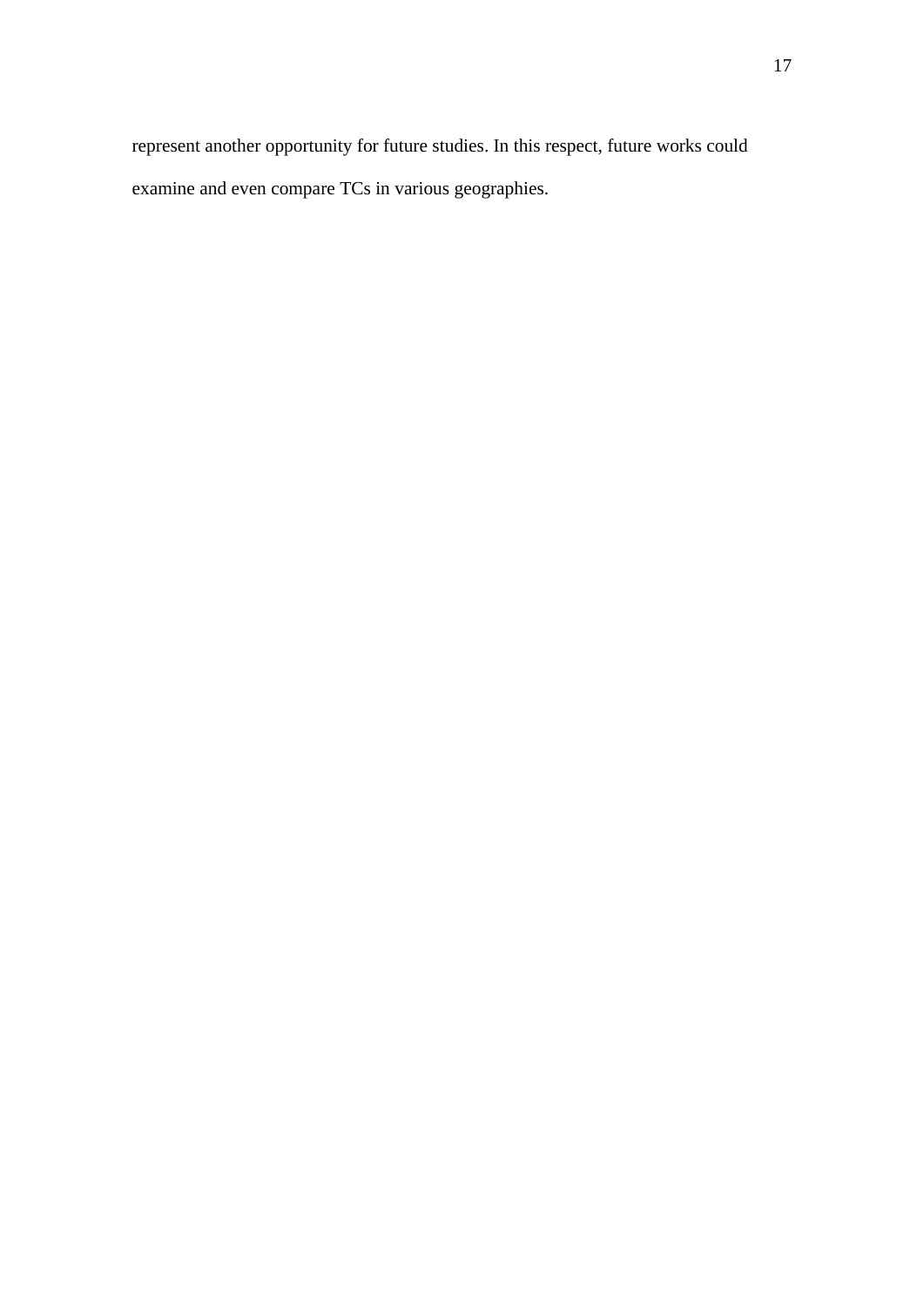represent another opportunity for future studies. In this respect, future works could examine and even compare TCs in various geographies.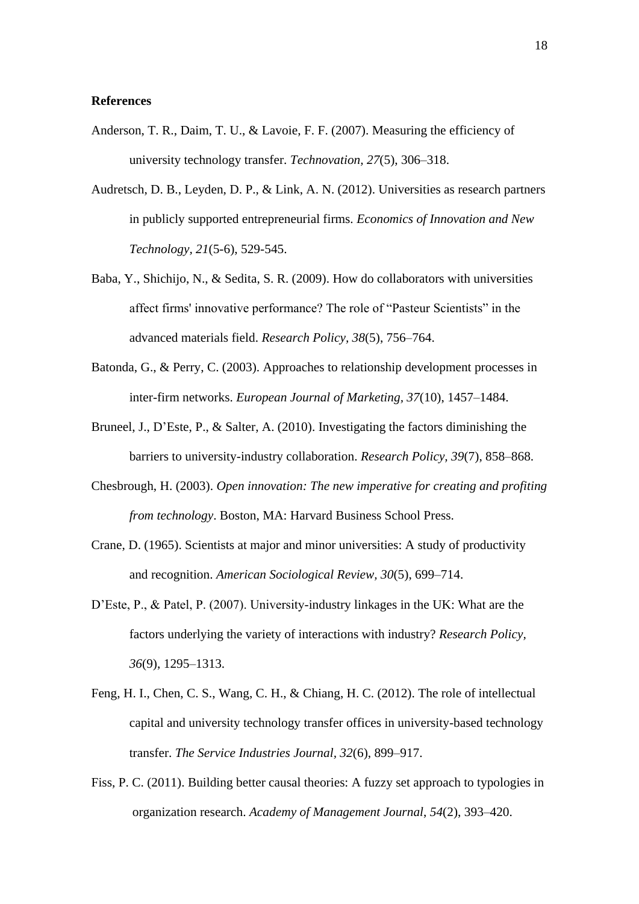**References**

Anderson, T. R., Daim, T. U., & Lavoie, F. F. (2007). Measuring the efficiency of university technology transfer. *Technovation, 27*(5), 306–318.

Audretsch, D. B., Leyden, D. P., & Link, A. N. (2012). Universities as research partners in publicly supported entrepreneurial firms. *Economics of Innovation and New Technology, 21*(5-6), 529-545.

Baba, Y., Shichijo, N., & Sedita, S. R. (2009). How do collaborators with universities affect firms' innovative performance? The role of "Pasteur Scientists" in the advanced materials field. *Research Policy, 38*(5), 756–764.

Batonda, G., & Perry, C. (2003). Approaches to relationship development processes in inter-firm networks. *European Journal of Marketing, 37*(10), 1457–1484.

Bruneel, J., D'Este, P., & Salter, A. (2010). Investigating the factors diminishing the barriers to university-industry collaboration. *Research Policy*, *39*(7), 858–868.

Chesbrough, H. (2003). *Open innovation: The new imperative for creating and profiting from technology*. Boston, MA: Harvard Business School Press.

Crane, D. (1965). Scientists at major and minor universities: A study of productivity and recognition. *American Sociological Review, 30*(5), 699–714.

D'Este, P., & Patel, P. (2007). University-industry linkages in the UK: What are the factors underlying the variety of interactions with industry? *Research Policy, 36*(9), 1295–1313.

Feng, H. I., Chen, C. S., Wang, C. H., & Chiang, H. C. (2012). The role of intellectual capital and university technology transfer offices in university-based technology transfer. *The Service Industries Journal, 32*(6), 899–917.

Fiss, P. C. (2011). Building better causal theories: A fuzzy set approach to typologies in organization research. *Academy of Management Journal*, *54*(2), 393–420.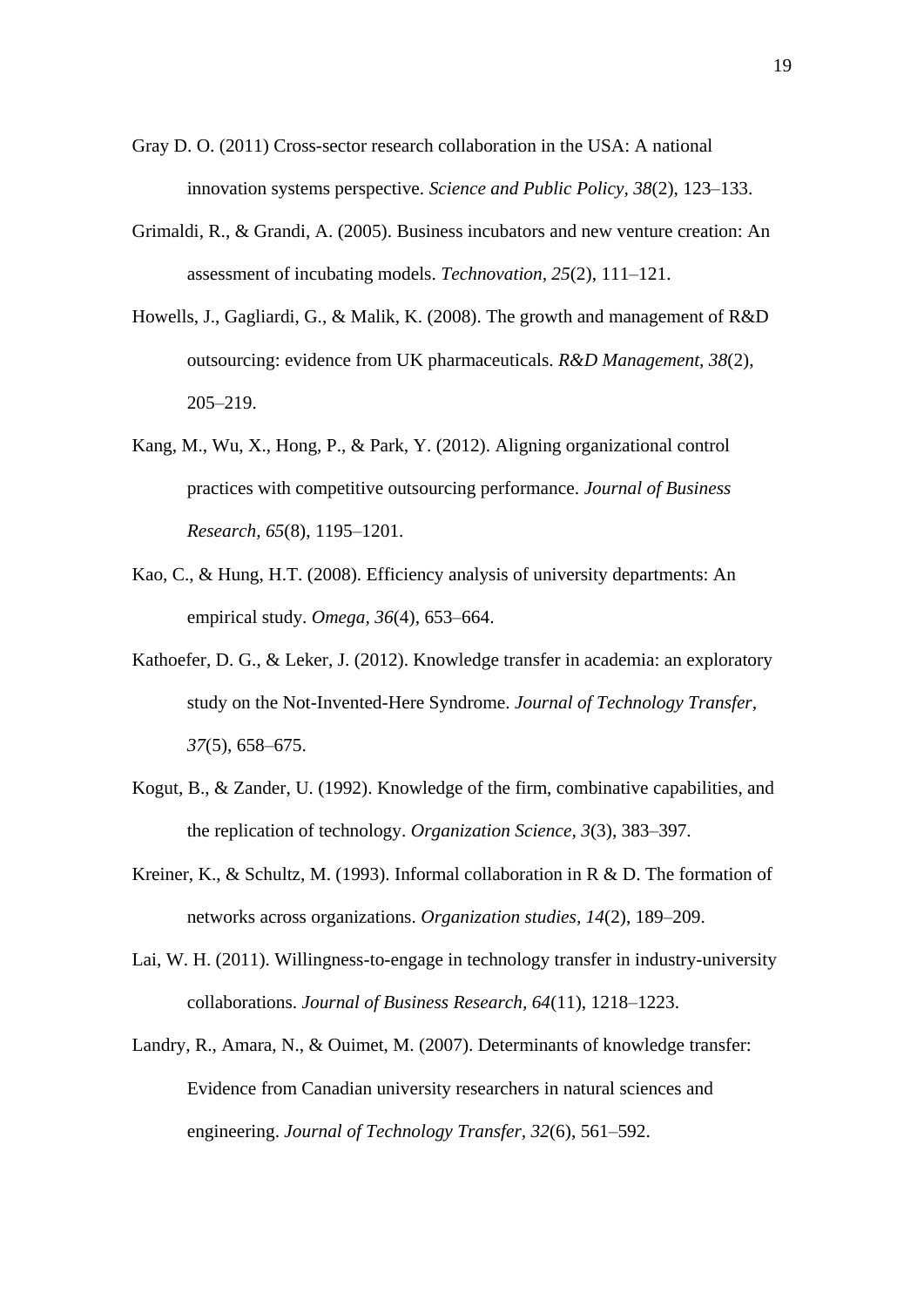Gray D. O. (2011) Cross-sector research collaboration in the USA: A national innovation systems perspective. *Science and Public Policy, 38*(2), 123–133.

Grimaldi, R., & Grandi, A. (2005). Business incubators and new venture creation: An assessment of incubating models. *Technovation, 25*(2), 111–121.

Howells, J., Gagliardi, G., & Malik, K. (2008). The growth and management of R&D outsourcing: evidence from UK pharmaceuticals. *R&D Management, 38*(2), 205–219.

Kang, M., Wu, X., Hong, P., & Park, Y. (2012). Aligning organizational control practices with competitive outsourcing performance. *Journal of Business Research, 65*(8), 1195–1201.

Kao, C., & Hung, H.T. (2008). Efficiency analysis of university departments: An empirical study. *Omega, 36*(4), 653–664.

Kathoefer, D. G., & Leker, J. (2012). Knowledge transfer in academia: an exploratory study on the Not-Invented-Here Syndrome. *Journal of Technology Transfer, 37*(5), 658–675.

Kogut, B., & Zander, U. (1992). Knowledge of the firm, combinative capabilities, and the replication of technology. *Organization Science, 3*(3), 383–397.

Kreiner, K., & Schultz, M. (1993). Informal collaboration in R & D. The formation of networks across organizations. *Organization studies, 14*(2), 189–209.

Lai, W. H. (2011). Willingness-to-engage in technology transfer in industry-university collaborations. *Journal of Business Research, 64*(11), 1218–1223.

Landry, R., Amara, N., & Ouimet, M. (2007). Determinants of knowledge transfer: Evidence from Canadian university researchers in natural sciences and engineering. *Journal of Technology Transfer, 32*(6), 561–592.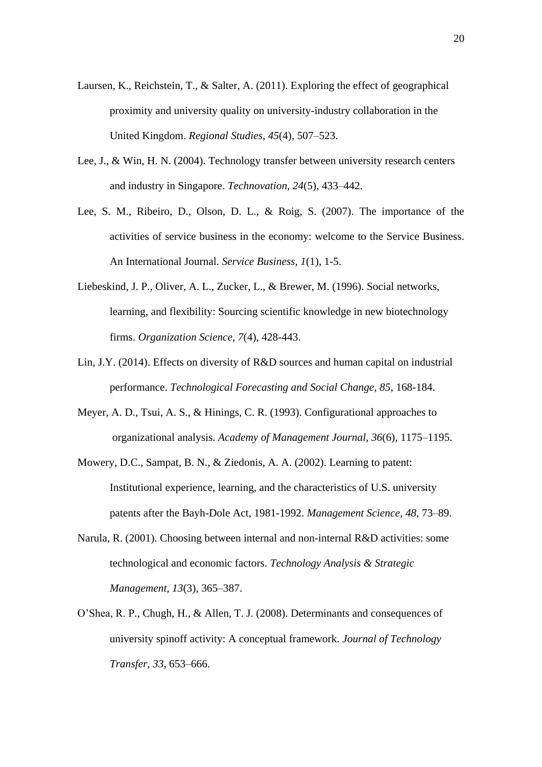Laursen, K., Reichstein, T., & Salter, A. (2011). Exploring the effect of geographical proximity and university quality on university-industry collaboration in the United Kingdom. *Regional Studies*, *45*(4), 507–523.

Lee, J., & Win, H. N. (2004). Technology transfer between university research centers and industry in Singapore. *Technovation, 24*(5), 433–442.

Lee, S. M., Ribeiro, D., Olson, D. L., & Roig, S. (2007). The importance of the activities of service business in the economy: welcome to the Service Business. An International Journal. *Service Business, 1*(1), 1-5.

Liebeskind, J. P., Oliver, A. L., Zucker, L., & Brewer, M. (1996). Social networks, learning, and flexibility: Sourcing scientific knowledge in new biotechnology firms. *Organization Science, 7*(4), 428-443.

Lin, J.Y. (2014). Effects on diversity of R&D sources and human capital on industrial performance. *Technological Forecasting and Social Change, 85*, 168-184.

Meyer, A. D., Tsui, A. S., & Hinings, C. R. (1993). Configurational approaches to organizational analysis. *Academy of Management Journal*, *36*(6), 1175–1195.

Mowery, D.C., Sampat, B. N., & Ziedonis, A. A. (2002). Learning to patent: Institutional experience, learning, and the characteristics of U.S. university patents after the Bayh-Dole Act, 1981-1992. *Management Science*, *48*, 73–89.

Narula, R. (2001). Choosing between internal and non-internal R&D activities: some technological and economic factors. *Technology Analysis & Strategic Management, 13*(3), 365–387.

O'Shea, R. P., Chugh, H., & Allen, T. J. (2008). Determinants and consequences of university spinoff activity: A conceptual framework. *Journal of Technology Transfer, 33*, 653–666.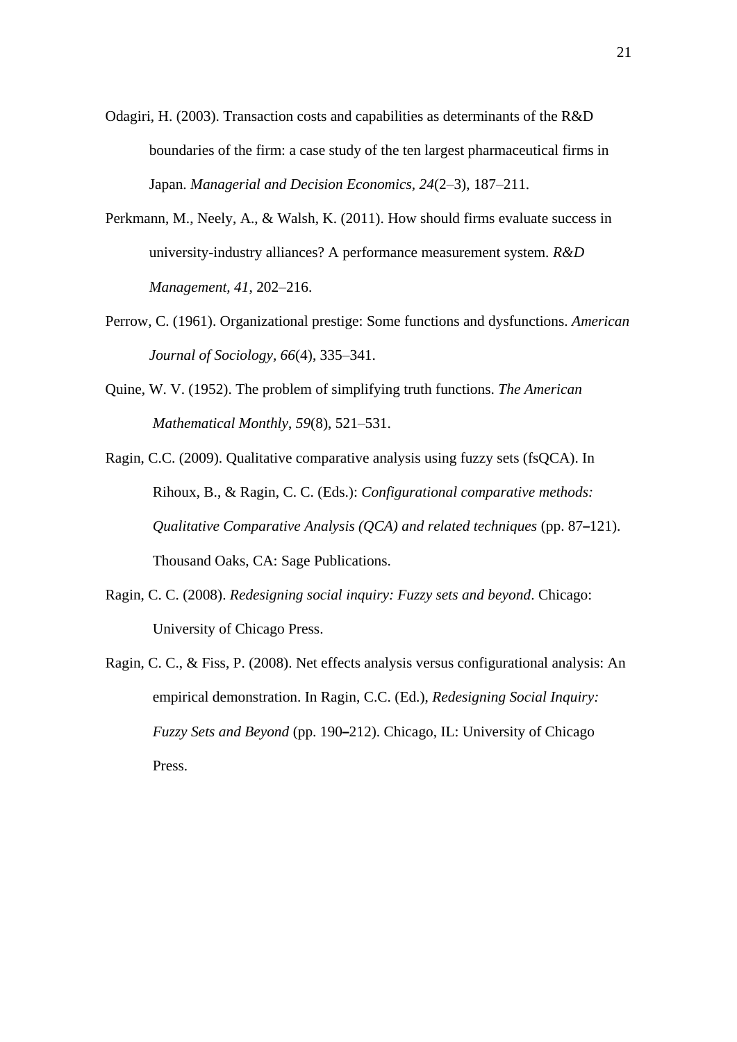Odagiri, H. (2003). Transaction costs and capabilities as determinants of the R&D boundaries of the firm: a case study of the ten largest pharmaceutical firms in Japan. *Managerial and Decision Economics, 24*(2–3), 187–211.

Perkmann, M., Neely, A., & Walsh, K. (2011). How should firms evaluate success in university-industry alliances? A performance measurement system. *R&D Management, 41*, 202–216.

Perrow, C. (1961). Organizational prestige: Some functions and dysfunctions. *American Journal of Sociology, 66*(4), 335–341.

Quine, W. V. (1952). The problem of simplifying truth functions. *The American Mathematical Monthly*, *59*(8), 521–531.

Ragin, C.C. (2009). Qualitative comparative analysis using fuzzy sets (fsQCA). In Rihoux, B., & Ragin, C. C. (Eds.): *Configurational comparative methods: Qualitative Comparative Analysis (QCA) and related techniques* (pp. 87–121). Thousand Oaks, CA: Sage Publications.

Ragin, C. C. (2008). *Redesigning social inquiry: Fuzzy sets and beyond*. Chicago: University of Chicago Press.

Ragin, C. C., & Fiss, P. (2008). Net effects analysis versus configurational analysis: An empirical demonstration. In Ragin, C.C. (Ed.), *Redesigning Social Inquiry: Fuzzy Sets and Beyond* (pp. 190–212). Chicago, IL: University of Chicago Press.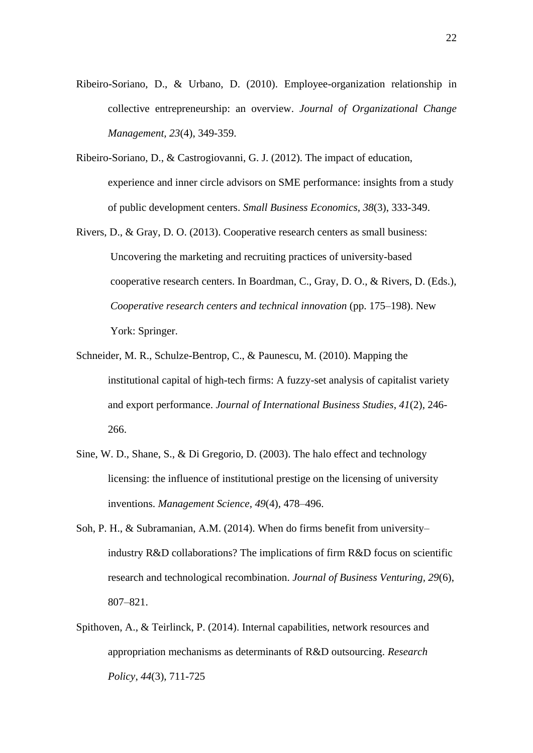Ribeiro-Soriano, D., & Urbano, D. (2010). Employee-organization relationship in collective entrepreneurship: an overview. *Journal of Organizational Change Management, 23*(4), 349-359.

Ribeiro-Soriano, D., & Castrogiovanni, G. J. (2012). The impact of education, experience and inner circle advisors on SME performance: insights from a study of public development centers. *Small Business Economics, 38*(3), 333-349.

Rivers, D., & Gray, D. O. (2013). Cooperative research centers as small business: Uncovering the marketing and recruiting practices of university-based cooperative research centers. In Boardman, C., Gray, D. O., & Rivers, D. (Eds.), *Cooperative research centers and technical innovation* (pp. 175–198). New York: Springer.

Schneider, M. R., Schulze-Bentrop, C., & Paunescu, M. (2010). Mapping the institutional capital of high-tech firms: A fuzzy-set analysis of capitalist variety and export performance. *Journal of International Business Studies*, *41*(2), 246-266.

Sine, W. D., Shane, S., & Di Gregorio, D. (2003). The halo effect and technology licensing: the influence of institutional prestige on the licensing of university inventions. *Management Science, 49*(4), 478–496.

Soh, P. H., & Subramanian, A.M. (2014). When do firms benefit from university–industry R&D collaborations? The implications of firm R&D focus on scientific research and technological recombination. *Journal of Business Venturing*, *29*(6), 807–821.

Spithoven, A., & Teirlinck, P. (2014). Internal capabilities, network resources and appropriation mechanisms as determinants of R&D outsourcing. *Research Policy*, *44*(3), 711-725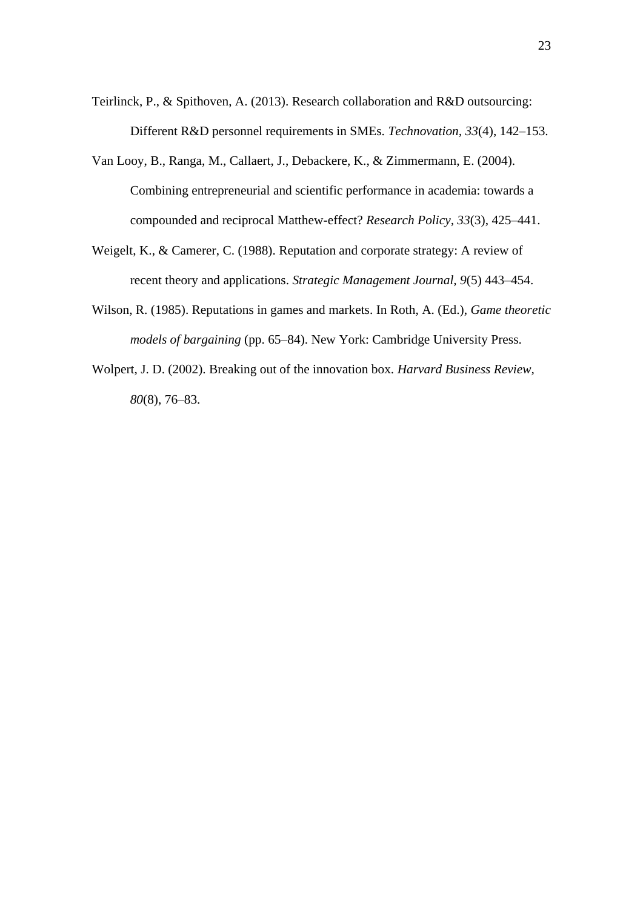Teirlinck, P., & Spithoven, A. (2013). Research collaboration and R&D outsourcing: Different R&D personnel requirements in SMEs. *Technovation*, *33*(4), 142–153.

Van Looy, B., Ranga, M., Callaert, J., Debackere, K., & Zimmermann, E. (2004). Combining entrepreneurial and scientific performance in academia: towards a compounded and reciprocal Matthew-effect? *Research Policy*, *33*(3), 425–441.

Weigelt, K., & Camerer, C. (1988). Reputation and corporate strategy: A review of recent theory and applications. *Strategic Management Journal*, *9*(5) 443–454.

Wilson, R. (1985). Reputations in games and markets. In Roth, A. (Ed.), *Game theoretic models of bargaining* (pp. 65–84). New York: Cambridge University Press.

Wolpert, J. D. (2002). Breaking out of the innovation box. *Harvard Business Review*, *80*(8), 76–83.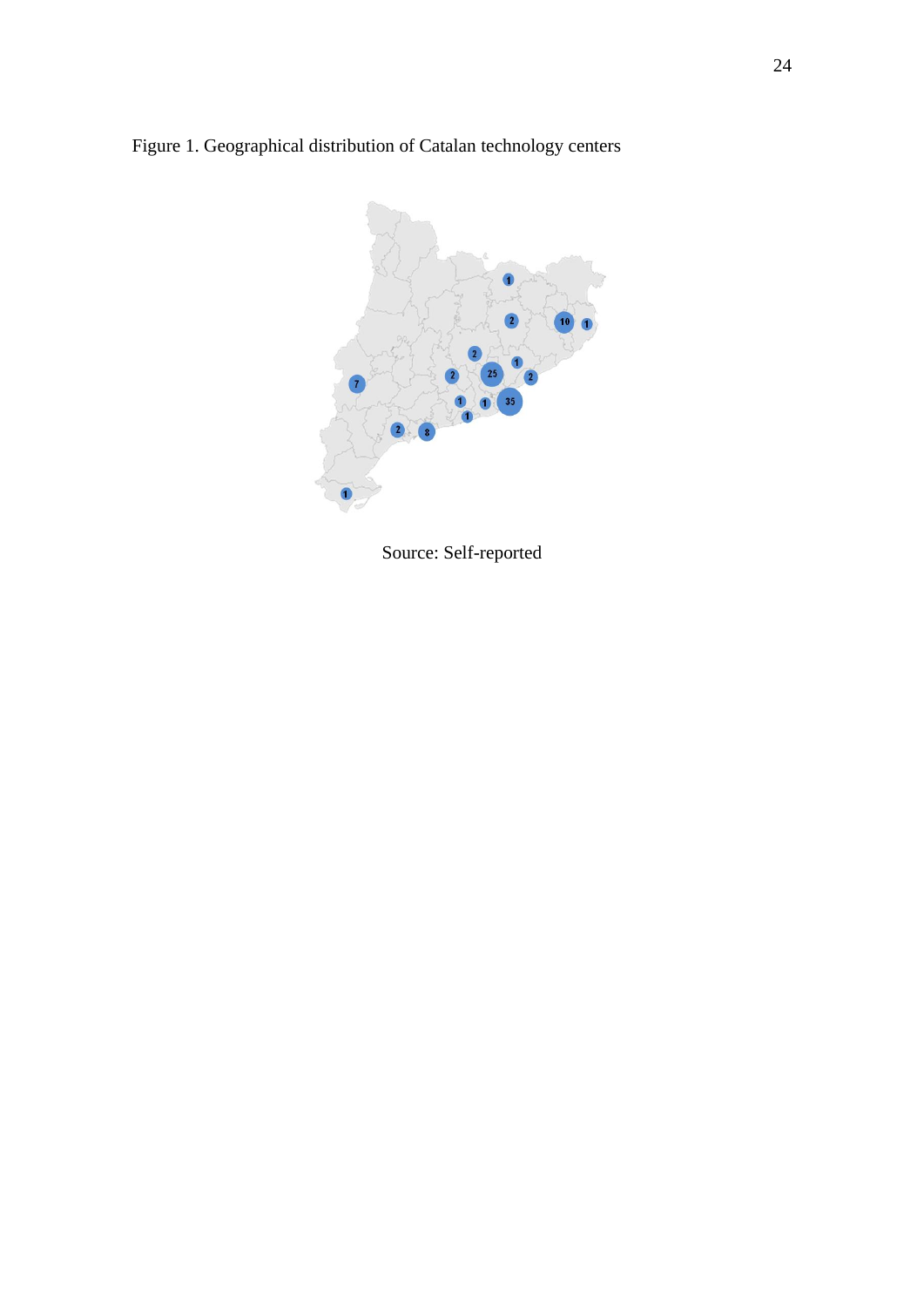Figure 1. Geographical distribution of Catalan technology centers

Source: Self-reported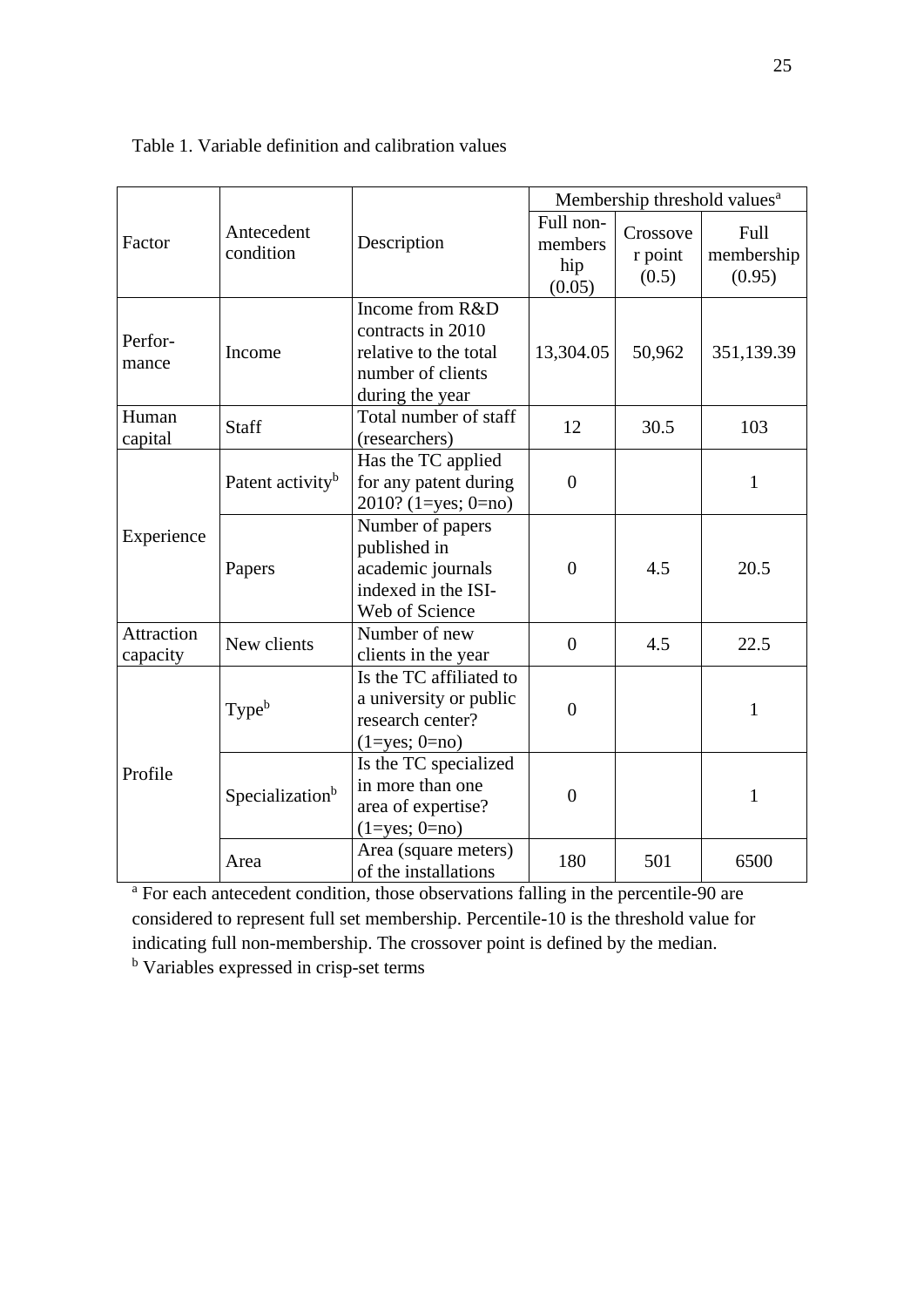Table 1. Variable definition and calibration values

| Factor | Antecedent condition | Description | Membership threshold values[a] | | |
|---|---|---|---|---|---|
| | | | Full non-membership (0.05) | Crossover point (0.5) | Full membership (0.95) |
| Perfor-mance | Income | Income from R&D contracts in 2010 relative to the total number of clients during the year | 13,304.05 | 50,962 | 351,139.39 |
| Human capital | Staff | Total number of staff (researchers) | 12 | 30.5 | 103 |
| Experience | Patent activity[b] | Has the TC applied for any patent during 2010? (1=yes; 0=no) | 0 | | 1 |
| | Papers | Number of papers published in academic journals indexed in the ISI-Web of Science | 0 | 4.5 | 20.5 |
| Attraction capacity | New clients | Number of new clients in the year | 0 | 4.5 | 22.5 |
| Profile | Type[b] | Is the TC affiliated to a university or public research center? (1=yes; 0=no) | 0 | | 1 |
| | Specialization[b] | Is the TC specialized in more than one area of expertise? (1=yes; 0=no) | 0 | | 1 |
| | Area | Area (square meters) of the installations | 180 | 501 | 6500 |

[a] For each antecedent condition, those observations falling in the percentile-90 are considered to represent full set membership. Percentile-10 is the threshold value for indicating full non-membership. The crossover point is defined by the median.
[b] Variables expressed in crisp-set terms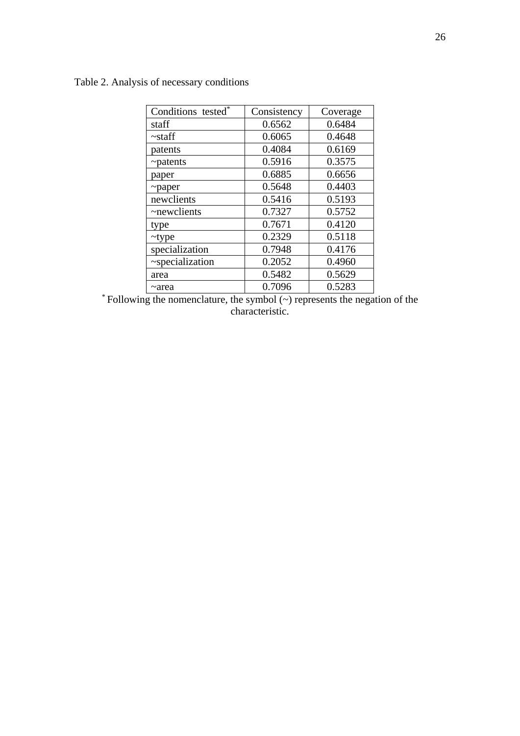Table 2. Analysis of necessary conditions

| Conditions tested* | Consistency | Coverage |
|---|---|---|
| staff | 0.6562 | 0.6484 |
| ~staff | 0.6065 | 0.4648 |
| patents | 0.4084 | 0.6169 |
| ~patents | 0.5916 | 0.3575 |
| paper | 0.6885 | 0.6656 |
| ~paper | 0.5648 | 0.4403 |
| newclients | 0.5416 | 0.5193 |
| ~newclients | 0.7327 | 0.5752 |
| type | 0.7671 | 0.4120 |
| ~type | 0.2329 | 0.5118 |
| specialization | 0.7948 | 0.4176 |
| ~specialization | 0.2052 | 0.4960 |
| area | 0.5482 | 0.5629 |
| ~area | 0.7096 | 0.5283 |

* Following the nomenclature, the symbol (~) represents the negation of the characteristic.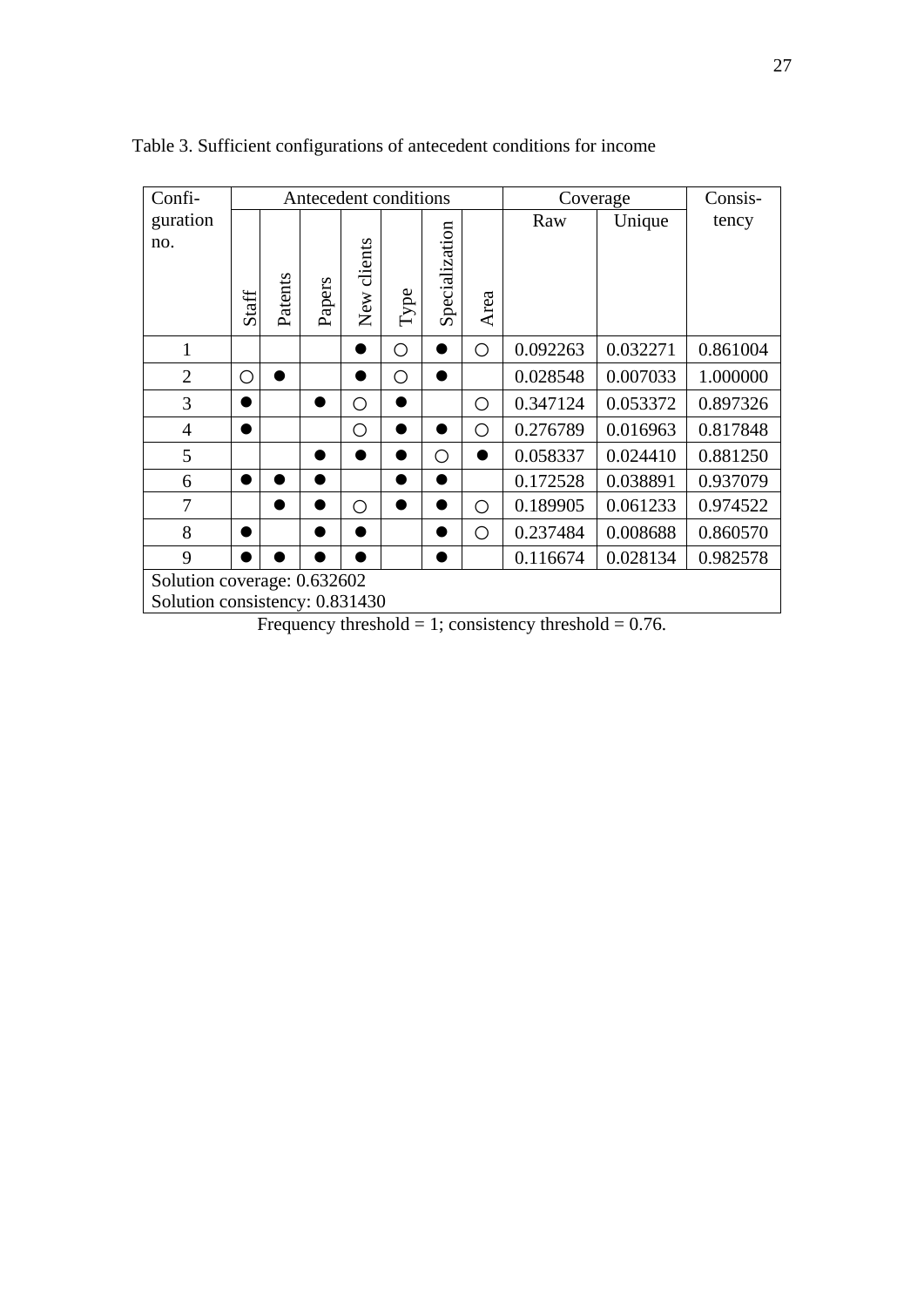Table 3. Sufficient configurations of antecedent conditions for income

| Configuration no. | Antecedent conditions | | | | | | | Coverage | | Consistency |
|---|---|---|---|---|---|---|---|---|---|---|
| | Staff | Patents | Papers | New clients | Type | Specialization | Area | Raw | Unique | |
| 1 | | | | ● | ○ | ● | ○ | 0.092263 | 0.032271 | 0.861004 |
| 2 | ○ | ● | | ● | ○ | ● | | 0.028548 | 0.007033 | 1.000000 |
| 3 | ● | | ● | ○ | ● | | ○ | 0.347124 | 0.053372 | 0.897326 |
| 4 | ● | | | ○ | ● | ● | ○ | 0.276789 | 0.016963 | 0.817848 |
| 5 | | | ● | ● | ● | ○ | ● | 0.058337 | 0.024410 | 0.881250 |
| 6 | ● | ● | ● | | ● | ● | | 0.172528 | 0.038891 | 0.937079 |
| 7 | | ● | ● | ○ | ● | ● | ○ | 0.189905 | 0.061233 | 0.974522 |
| 8 | ● | | ● | ● | | ● | ○ | 0.237484 | 0.008688 | 0.860570 |
| 9 | ● | ● | ● | ● | | ● | | 0.116674 | 0.028134 | 0.982578 |
| Solution coverage: 0.632602 | | | | | | | | | | |
| Solution consistency: 0.831430 | | | | | | | | | | |

Frequency threshold = 1; consistency threshold = 0.76.